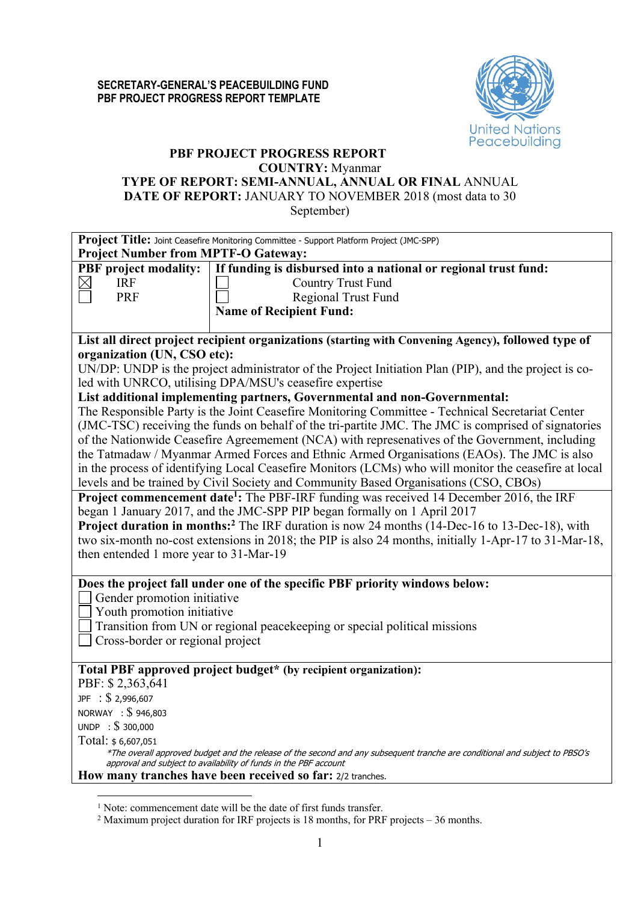**SECRETARY-GENERAL'S PEACEBUILDING FUND**
**PBF PROJECT PROGRESS REPORT TEMPLATE**

United Nations Peacebuilding

**PBF PROJECT PROGRESS REPORT**
**COUNTRY:** Myanmar
**TYPE OF REPORT: SEMI-ANNUAL, ANNUAL OR FINAL** ANNUAL
**DATE OF REPORT:** JANUARY TO NOVEMBER 2018 (most data to 30 September)

**Project Title:** Joint Ceasefire Monitoring Committee - Support Platform Project (JMC-SPP)
**Project Number from MPTF-O Gateway:**

| **PBF project modality:** | **If funding is disbursed into a national or regional trust fund:** |
|---|---|
| ☒ IRF | ☐ Country Trust Fund |
| ☐ PRF | ☐ Regional Trust Fund |
| | **Name of Recipient Fund:** |

**List all direct project recipient organizations (starting with Convening Agency), followed type of organization (UN, CSO etc):**
UN/DP: UNDP is the project administrator of the Project Initiation Plan (PIP), and the project is co-led with UNRCO, utilising DPA/MSU's ceasefire expertise

**List additional implementing partners, Governmental and non-Governmental:**
The Responsible Party is the Joint Ceasefire Monitoring Committee - Technical Secretariat Center (JMC-TSC) receiving the funds on behalf of the tri-partite JMC. The JMC is comprised of signatories of the Nationwide Ceasefire Agreement (NCA) with represenatives of the Government, including the Tatmadaw / Myanmar Armed Forces and Ethnic Armed Organisations (EAOs). The JMC is also in the process of identifying Local Ceasefire Monitors (LCMs) who will monitor the ceasefire at local levels and be trained by Civil Society and Community Based Organisations (CSO, CBOs)

**Project commencement date[1]:** The PBF-IRF funding was received 14 December 2016, the IRF began 1 January 2017, and the JMC-SPP PIP began formally on 1 April 2017

**Project duration in months:[2]** The IRF duration is now 24 months (14-Dec-16 to 13-Dec-18), with two six-month no-cost extensions in 2018; the PIP is also 24 months, initially 1-Apr-17 to 31-Mar-18, then entended 1 more year to 31-Mar-19

**Does the project fall under one of the specific PBF priority windows below:**
- ☐ Gender promotion initiative
- ☐ Youth promotion initiative
- ☐ Transition from UN or regional peacekeeping or special political missions
- ☐ Cross-border or regional project

**Total PBF approved project budget\* (by recipient organization):**
PBF: $ 2,363,641
JPF : $ 2,996,607
NORWAY : $ 946,803
UNDP : $ 300,000
Total: $ 6,607,051

*\*The overall approved budget and the release of the second and any subsequent tranche are conditional and subject to PBSO's approval and subject to availability of funds in the PBF account*

**How many tranches have been received so far:** 2/2 tranches.

[1] Note: commencement date will be the date of first funds transfer.
[2] Maximum project duration for IRF projects is 18 months, for PRF projects – 36 months.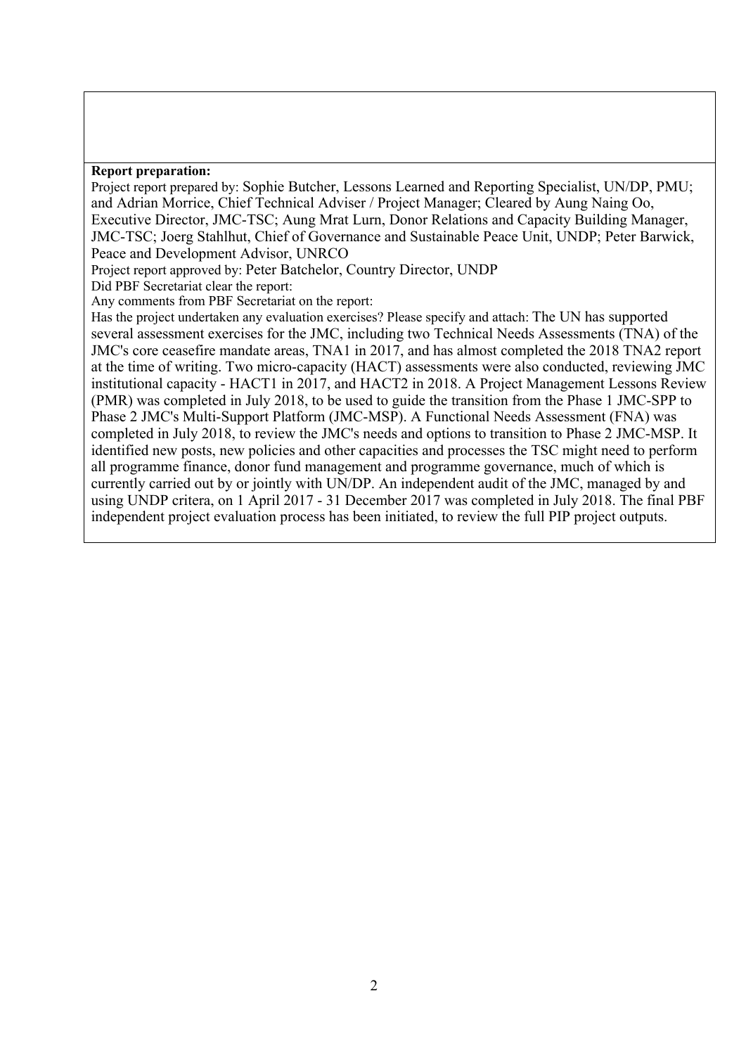**Report preparation:**

Project report prepared by: Sophie Butcher, Lessons Learned and Reporting Specialist, UN/DP, PMU; and Adrian Morrice, Chief Technical Adviser / Project Manager; Cleared by Aung Naing Oo, Executive Director, JMC-TSC; Aung Mrat Lurn, Donor Relations and Capacity Building Manager, JMC-TSC; Joerg Stahlhut, Chief of Governance and Sustainable Peace Unit, UNDP; Peter Barwick, Peace and Development Advisor, UNRCO

Project report approved by: Peter Batchelor, Country Director, UNDP

Did PBF Secretariat clear the report:

Any comments from PBF Secretariat on the report:

Has the project undertaken any evaluation exercises? Please specify and attach: The UN has supported several assessment exercises for the JMC, including two Technical Needs Assessments (TNA) of the JMC's core ceasefire mandate areas, TNA1 in 2017, and has almost completed the 2018 TNA2 report at the time of writing. Two micro-capacity (HACT) assessments were also conducted, reviewing JMC institutional capacity - HACT1 in 2017, and HACT2 in 2018. A Project Management Lessons Review (PMR) was completed in July 2018, to be used to guide the transition from the Phase 1 JMC-SPP to Phase 2 JMC's Multi-Support Platform (JMC-MSP). A Functional Needs Assessment (FNA) was completed in July 2018, to review the JMC's needs and options to transition to Phase 2 JMC-MSP. It identified new posts, new policies and other capacities and processes the TSC might need to perform all programme finance, donor fund management and programme governance, much of which is currently carried out by or jointly with UN/DP. An independent audit of the JMC, managed by and using UNDP critera, on 1 April 2017 - 31 December 2017 was completed in July 2018. The final PBF independent project evaluation process has been initiated, to review the full PIP project outputs.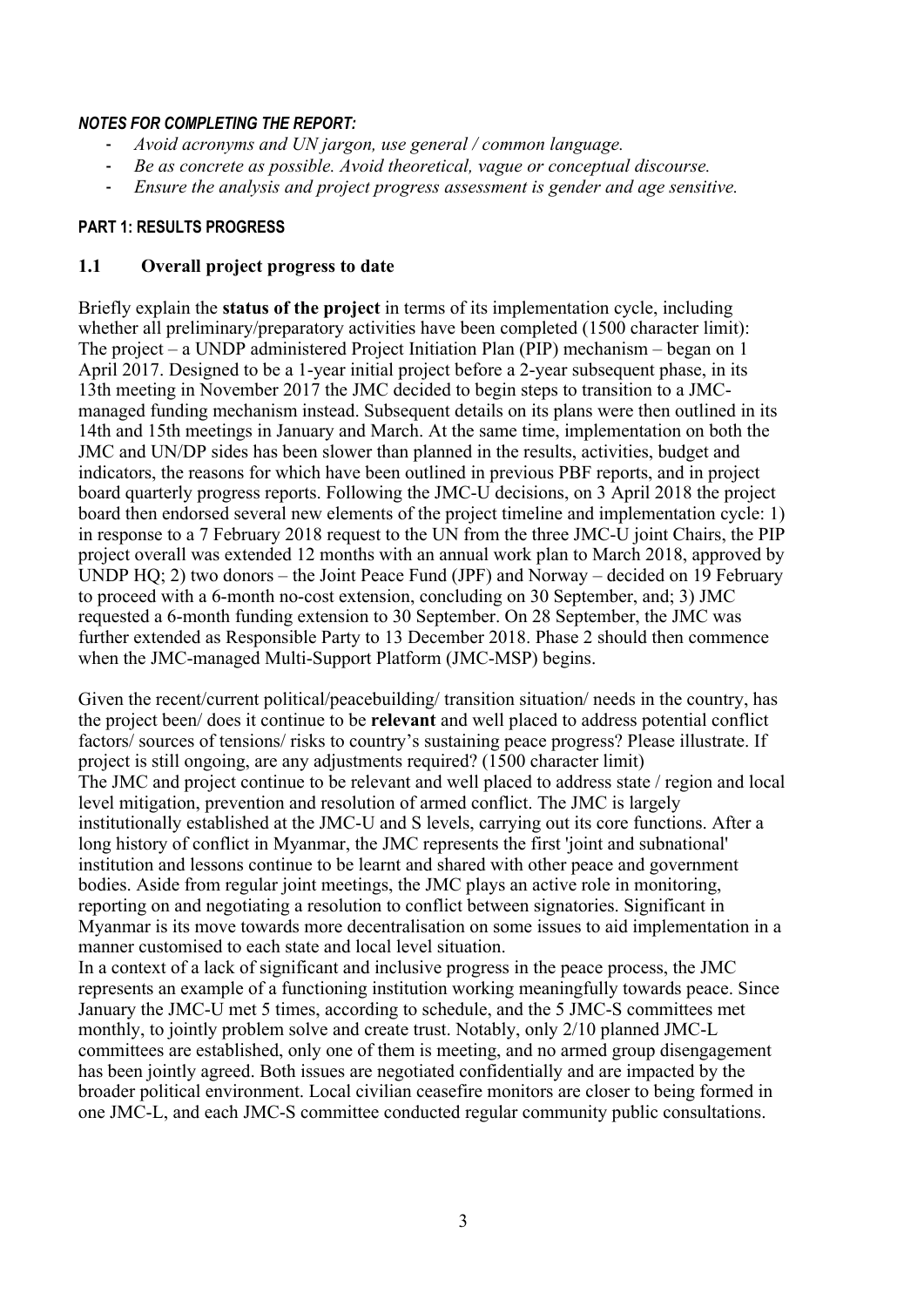***NOTES FOR COMPLETING THE REPORT:***

- *Avoid acronyms and UN jargon, use general / common language.*
- *Be as concrete as possible. Avoid theoretical, vague or conceptual discourse.*
- *Ensure the analysis and project progress assessment is gender and age sensitive.*

**PART 1: RESULTS PROGRESS**

## 1.1 Overall project progress to date

Briefly explain the **status of the project** in terms of its implementation cycle, including whether all preliminary/preparatory activities have been completed (1500 character limit):
The project – a UNDP administered Project Initiation Plan (PIP) mechanism – began on 1 April 2017. Designed to be a 1-year initial project before a 2-year subsequent phase, in its 13th meeting in November 2017 the JMC decided to begin steps to transition to a JMC-managed funding mechanism instead. Subsequent details on its plans were then outlined in its 14th and 15th meetings in January and March. At the same time, implementation on both the JMC and UN/DP sides has been slower than planned in the results, activities, budget and indicators, the reasons for which have been outlined in previous PBF reports, and in project board quarterly progress reports. Following the JMC-U decisions, on 3 April 2018 the project board then endorsed several new elements of the project timeline and implementation cycle: 1) in response to a 7 February 2018 request to the UN from the three JMC-U joint Chairs, the PIP project overall was extended 12 months with an annual work plan to March 2018, approved by UNDP HQ; 2) two donors – the Joint Peace Fund (JPF) and Norway – decided on 19 February to proceed with a 6-month no-cost extension, concluding on 30 September, and; 3) JMC requested a 6-month funding extension to 30 September. On 28 September, the JMC was further extended as Responsible Party to 13 December 2018. Phase 2 should then commence when the JMC-managed Multi-Support Platform (JMC-MSP) begins.

Given the recent/current political/peacebuilding/ transition situation/ needs in the country, has the project been/ does it continue to be **relevant** and well placed to address potential conflict factors/ sources of tensions/ risks to country's sustaining peace progress? Please illustrate. If project is still ongoing, are any adjustments required? (1500 character limit)
The JMC and project continue to be relevant and well placed to address state / region and local level mitigation, prevention and resolution of armed conflict. The JMC is largely institutionally established at the JMC-U and S levels, carrying out its core functions. After a long history of conflict in Myanmar, the JMC represents the first 'joint and subnational' institution and lessons continue to be learnt and shared with other peace and government bodies. Aside from regular joint meetings, the JMC plays an active role in monitoring, reporting on and negotiating a resolution to conflict between signatories. Significant in Myanmar is its move towards more decentralisation on some issues to aid implementation in a manner customised to each state and local level situation.
In a context of a lack of significant and inclusive progress in the peace process, the JMC represents an example of a functioning institution working meaningfully towards peace. Since January the JMC-U met 5 times, according to schedule, and the 5 JMC-S committees met monthly, to jointly problem solve and create trust. Notably, only 2/10 planned JMC-L committees are established, only one of them is meeting, and no armed group disengagement has been jointly agreed. Both issues are negotiated confidentially and are impacted by the broader political environment. Local civilian ceasefire monitors are closer to being formed in one JMC-L, and each JMC-S committee conducted regular community public consultations.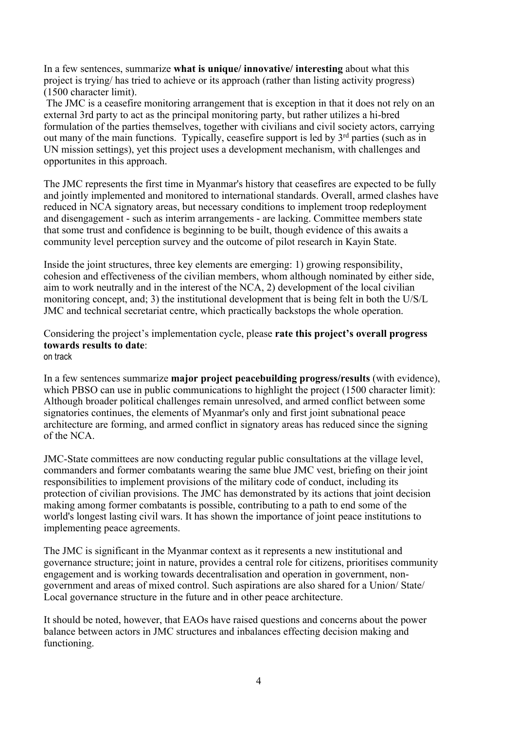In a few sentences, summarize **what is unique/ innovative/ interesting** about what this project is trying/ has tried to achieve or its approach (rather than listing activity progress) (1500 character limit).

The JMC is a ceasefire monitoring arrangement that is exception in that it does not rely on an external 3rd party to act as the principal monitoring party, but rather utilizes a hi-bred formulation of the parties themselves, together with civilians and civil society actors, carrying out many of the main functions. Typically, ceasefire support is led by 3rd parties (such as in UN mission settings), yet this project uses a development mechanism, with challenges and opportunites in this approach.

The JMC represents the first time in Myanmar's history that ceasefires are expected to be fully and jointly implemented and monitored to international standards. Overall, armed clashes have reduced in NCA signatory areas, but necessary conditions to implement troop redeployment and disengagement - such as interim arrangements - are lacking. Committee members state that some trust and confidence is beginning to be built, though evidence of this awaits a community level perception survey and the outcome of pilot research in Kayin State.

Inside the joint structures, three key elements are emerging: 1) growing responsibility, cohesion and effectiveness of the civilian members, whom although nominated by either side, aim to work neutrally and in the interest of the NCA, 2) development of the local civilian monitoring concept, and; 3) the institutional development that is being felt in both the U/S/L JMC and technical secretariat centre, which practically backstops the whole operation.

Considering the project's implementation cycle, please **rate this project's overall progress towards results to date**:
on track

In a few sentences summarize **major project peacebuilding progress/results** (with evidence), which PBSO can use in public communications to highlight the project (1500 character limit):
Although broader political challenges remain unresolved, and armed conflict between some signatories continues, the elements of Myanmar's only and first joint subnational peace architecture are forming, and armed conflict in signatory areas has reduced since the signing of the NCA.

JMC-State committees are now conducting regular public consultations at the village level, commanders and former combatants wearing the same blue JMC vest, briefing on their joint responsibilities to implement provisions of the military code of conduct, including its protection of civilian provisions. The JMC has demonstrated by its actions that joint decision making among former combatants is possible, contributing to a path to end some of the world's longest lasting civil wars. It has shown the importance of joint peace institutions to implementing peace agreements.

The JMC is significant in the Myanmar context as it represents a new institutional and governance structure; joint in nature, provides a central role for citizens, prioritises community engagement and is working towards decentralisation and operation in government, non-government and areas of mixed control. Such aspirations are also shared for a Union/ State/ Local governance structure in the future and in other peace architecture.

It should be noted, however, that EAOs have raised questions and concerns about the power balance between actors in JMC structures and inbalances effecting decision making and functioning.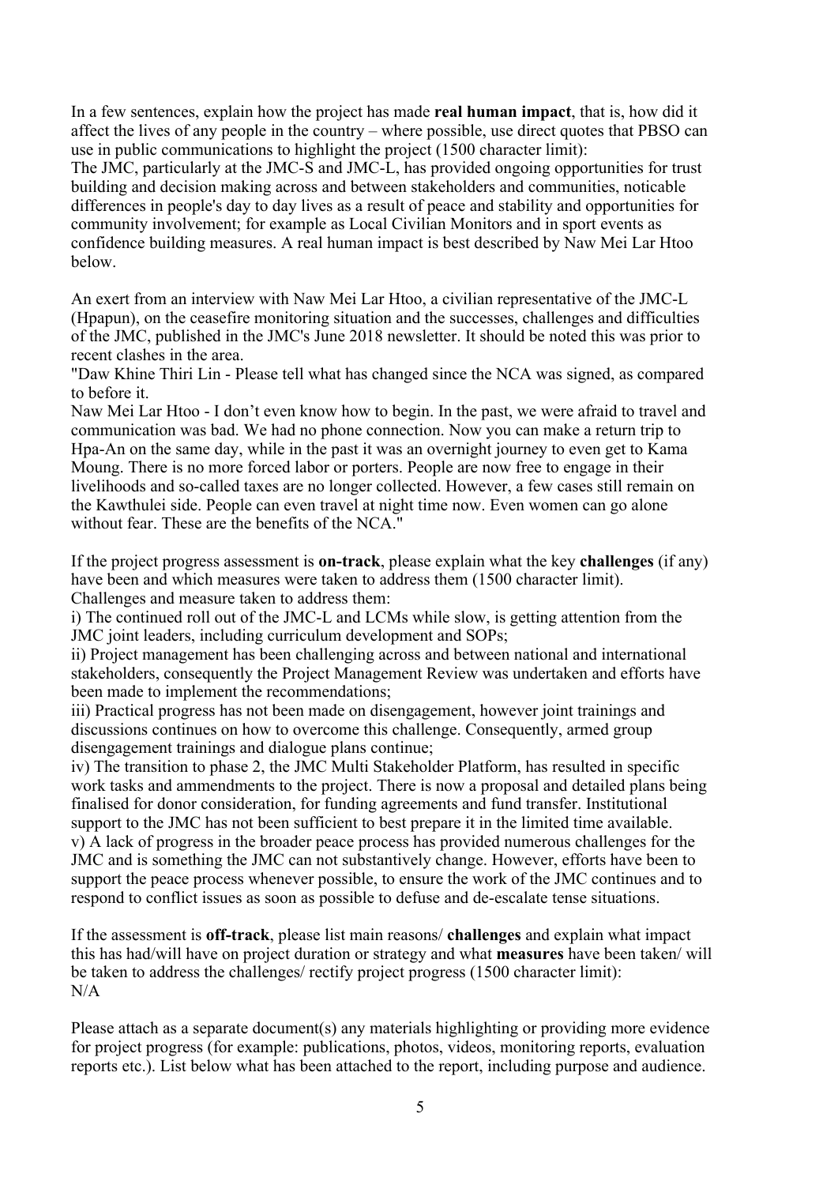In a few sentences, explain how the project has made **real human impact**, that is, how did it affect the lives of any people in the country – where possible, use direct quotes that PBSO can use in public communications to highlight the project (1500 character limit):
The JMC, particularly at the JMC-S and JMC-L, has provided ongoing opportunities for trust building and decision making across and between stakeholders and communities, noticable differences in people's day to day lives as a result of peace and stability and opportunities for community involvement; for example as Local Civilian Monitors and in sport events as confidence building measures. A real human impact is best described by Naw Mei Lar Htoo below.

An exert from an interview with Naw Mei Lar Htoo, a civilian representative of the JMC-L (Hpapun), on the ceasefire monitoring situation and the successes, challenges and difficulties of the JMC, published in the JMC's June 2018 newsletter. It should be noted this was prior to recent clashes in the area.
"Daw Khine Thiri Lin - Please tell what has changed since the NCA was signed, as compared to before it.
Naw Mei Lar Htoo - I don't even know how to begin. In the past, we were afraid to travel and communication was bad. We had no phone connection. Now you can make a return trip to Hpa-An on the same day, while in the past it was an overnight journey to even get to Kama Moung. There is no more forced labor or porters. People are now free to engage in their livelihoods and so-called taxes are no longer collected. However, a few cases still remain on the Kawthulei side. People can even travel at night time now. Even women can go alone without fear. These are the benefits of the NCA."

If the project progress assessment is **on-track**, please explain what the key **challenges** (if any) have been and which measures were taken to address them (1500 character limit).
Challenges and measure taken to address them:
i) The continued roll out of the JMC-L and LCMs while slow, is getting attention from the JMC joint leaders, including curriculum development and SOPs;
ii) Project management has been challenging across and between national and international stakeholders, consequently the Project Management Review was undertaken and efforts have been made to implement the recommendations;
iii) Practical progress has not been made on disengagement, however joint trainings and discussions continues on how to overcome this challenge. Consequently, armed group disengagement trainings and dialogue plans continue;
iv) The transition to phase 2, the JMC Multi Stakeholder Platform, has resulted in specific work tasks and ammendments to the project. There is now a proposal and detailed plans being finalised for donor consideration, for funding agreements and fund transfer. Institutional support to the JMC has not been sufficient to best prepare it in the limited time available.
v) A lack of progress in the broader peace process has provided numerous challenges for the JMC and is something the JMC can not substantively change. However, efforts have been to support the peace process whenever possible, to ensure the work of the JMC continues and to respond to conflict issues as soon as possible to defuse and de-escalate tense situations.

If the assessment is **off-track**, please list main reasons/ **challenges** and explain what impact this has had/will have on project duration or strategy and what **measures** have been taken/ will be taken to address the challenges/ rectify project progress (1500 character limit):
N/A

Please attach as a separate document(s) any materials highlighting or providing more evidence for project progress (for example: publications, photos, videos, monitoring reports, evaluation reports etc.). List below what has been attached to the report, including purpose and audience.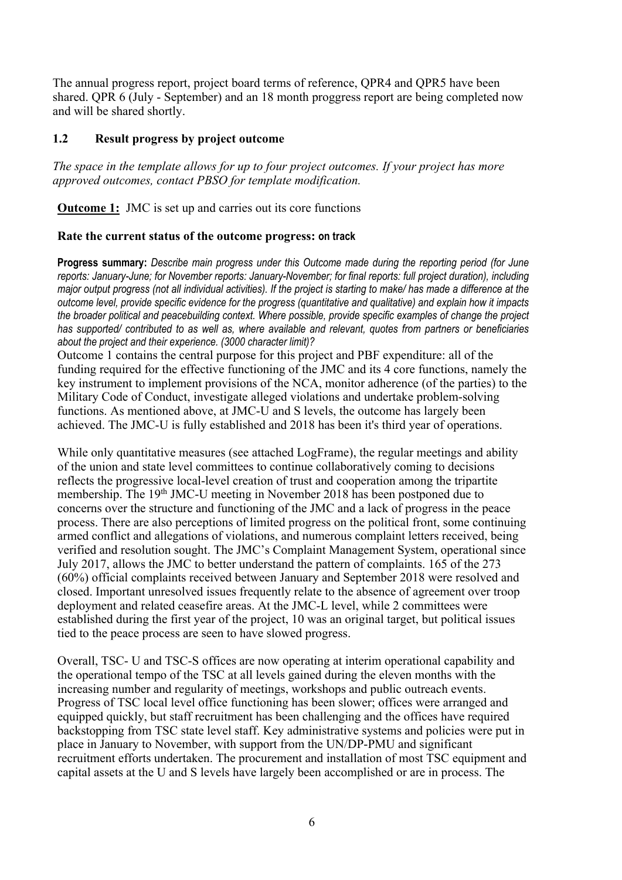The annual progress report, project board terms of reference, QPR4 and QPR5 have been shared. QPR 6 (July - September) and an 18 month proggress report are being completed now and will be shared shortly.

### 1.2 Result progress by project outcome

*The space in the template allows for up to four project outcomes. If your project has more approved outcomes, contact PBSO for template modification.*

**Outcome 1:** JMC is set up and carries out its core functions

**Rate the current status of the outcome progress: on track**

**Progress summary:** *Describe main progress under this Outcome made during the reporting period (for June reports: January-June; for November reports: January-November; for final reports: full project duration), including major output progress (not all individual activities). If the project is starting to make/ has made a difference at the outcome level, provide specific evidence for the progress (quantitative and qualitative) and explain how it impacts the broader political and peacebuilding context. Where possible, provide specific examples of change the project has supported/ contributed to as well as, where available and relevant, quotes from partners or beneficiaries about the project and their experience. (3000 character limit)?*

Outcome 1 contains the central purpose for this project and PBF expenditure: all of the funding required for the effective functioning of the JMC and its 4 core functions, namely the key instrument to implement provisions of the NCA, monitor adherence (of the parties) to the Military Code of Conduct, investigate alleged violations and undertake problem-solving functions. As mentioned above, at JMC-U and S levels, the outcome has largely been achieved. The JMC-U is fully established and 2018 has been it's third year of operations.

While only quantitative measures (see attached LogFrame), the regular meetings and ability of the union and state level committees to continue collaboratively coming to decisions reflects the progressive local-level creation of trust and cooperation among the tripartite membership. The 19th JMC-U meeting in November 2018 has been postponed due to concerns over the structure and functioning of the JMC and a lack of progress in the peace process. There are also perceptions of limited progress on the political front, some continuing armed conflict and allegations of violations, and numerous complaint letters received, being verified and resolution sought. The JMC's Complaint Management System, operational since July 2017, allows the JMC to better understand the pattern of complaints. 165 of the 273 (60%) official complaints received between January and September 2018 were resolved and closed. Important unresolved issues frequently relate to the absence of agreement over troop deployment and related ceasefire areas. At the JMC-L level, while 2 committees were established during the first year of the project, 10 was an original target, but political issues tied to the peace process are seen to have slowed progress.

Overall, TSC- U and TSC-S offices are now operating at interim operational capability and the operational tempo of the TSC at all levels gained during the eleven months with the increasing number and regularity of meetings, workshops and public outreach events. Progress of TSC local level office functioning has been slower; offices were arranged and equipped quickly, but staff recruitment has been challenging and the offices have required backstopping from TSC state level staff. Key administrative systems and policies were put in place in January to November, with support from the UN/DP-PMU and significant recruitment efforts undertaken. The procurement and installation of most TSC equipment and capital assets at the U and S levels have largely been accomplished or are in process. The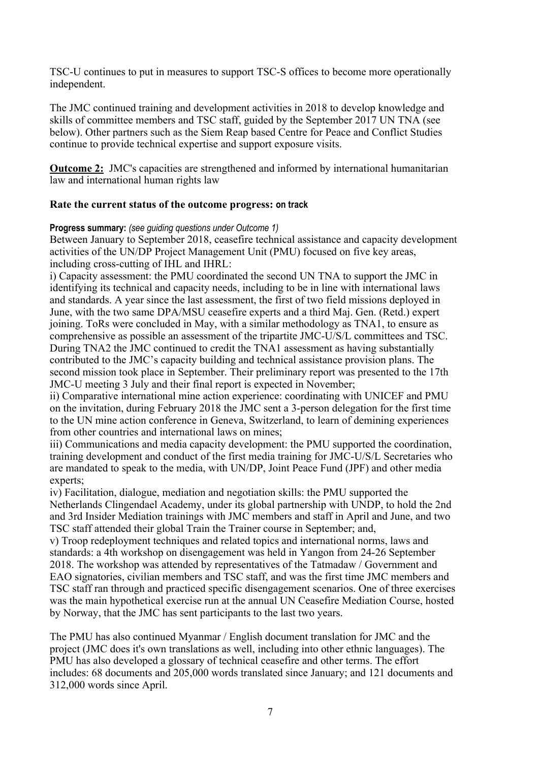TSC-U continues to put in measures to support TSC-S offices to become more operationally independent.

The JMC continued training and development activities in 2018 to develop knowledge and skills of committee members and TSC staff, guided by the September 2017 UN TNA (see below). Other partners such as the Siem Reap based Centre for Peace and Conflict Studies continue to provide technical expertise and support exposure visits.

**Outcome 2:** JMC's capacities are strengthened and informed by international humanitarian law and international human rights law

**Rate the current status of the outcome progress: on track**

**Progress summary:** *(see guiding questions under Outcome 1)*
Between January to September 2018, ceasefire technical assistance and capacity development activities of the UN/DP Project Management Unit (PMU) focused on five key areas, including cross-cutting of IHL and IHRL:

i) Capacity assessment: the PMU coordinated the second UN TNA to support the JMC in identifying its technical and capacity needs, including to be in line with international laws and standards. A year since the last assessment, the first of two field missions deployed in June, with the two same DPA/MSU ceasefire experts and a third Maj. Gen. (Retd.) expert joining. ToRs were concluded in May, with a similar methodology as TNA1, to ensure as comprehensive as possible an assessment of the tripartite JMC-U/S/L committees and TSC. During TNA2 the JMC continued to credit the TNA1 assessment as having substantially contributed to the JMC's capacity building and technical assistance provision plans. The second mission took place in September. Their preliminary report was presented to the 17th JMC-U meeting 3 July and their final report is expected in November;

ii) Comparative international mine action experience: coordinating with UNICEF and PMU on the invitation, during February 2018 the JMC sent a 3-person delegation for the first time to the UN mine action conference in Geneva, Switzerland, to learn of demining experiences from other countries and international laws on mines;

iii) Communications and media capacity development: the PMU supported the coordination, training development and conduct of the first media training for JMC-U/S/L Secretaries who are mandated to speak to the media, with UN/DP, Joint Peace Fund (JPF) and other media experts;

iv) Facilitation, dialogue, mediation and negotiation skills: the PMU supported the Netherlands Clingendael Academy, under its global partnership with UNDP, to hold the 2nd and 3rd Insider Mediation trainings with JMC members and staff in April and June, and two TSC staff attended their global Train the Trainer course in September; and,

v) Troop redeployment techniques and related topics and international norms, laws and standards: a 4th workshop on disengagement was held in Yangon from 24-26 September 2018. The workshop was attended by representatives of the Tatmadaw / Government and EAO signatories, civilian members and TSC staff, and was the first time JMC members and TSC staff ran through and practiced specific disengagement scenarios. One of three exercises was the main hypothetical exercise run at the annual UN Ceasefire Mediation Course, hosted by Norway, that the JMC has sent participants to the last two years.

The PMU has also continued Myanmar / English document translation for JMC and the project (JMC does it's own translations as well, including into other ethnic languages). The PMU has also developed a glossary of technical ceasefire and other terms. The effort includes: 68 documents and 205,000 words translated since January; and 121 documents and 312,000 words since April.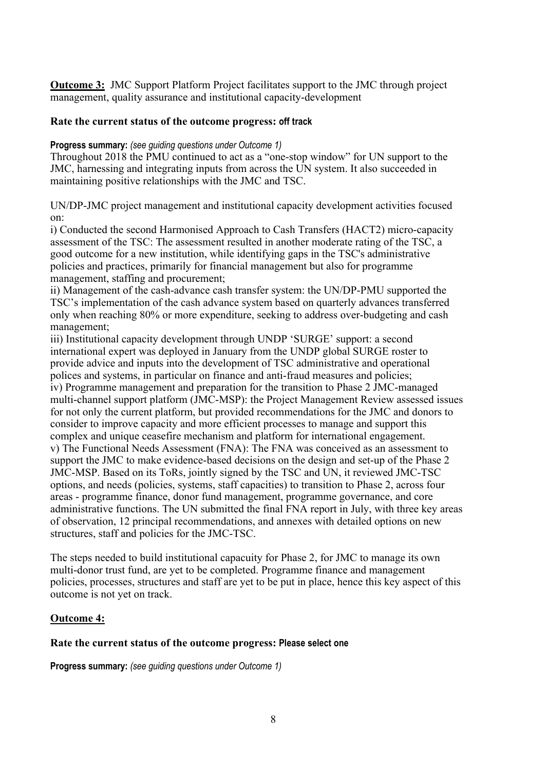<u>**Outcome 3:**</u> JMC Support Platform Project facilitates support to the JMC through project management, quality assurance and institutional capacity-development

**Rate the current status of the outcome progress: off track**

**Progress summary:** *(see guiding questions under Outcome 1)*

Throughout 2018 the PMU continued to act as a "one-stop window" for UN support to the JMC, harnessing and integrating inputs from across the UN system. It also succeeded in maintaining positive relationships with the JMC and TSC.

UN/DP-JMC project management and institutional capacity development activities focused on:

i) Conducted the second Harmonised Approach to Cash Transfers (HACT2) micro-capacity assessment of the TSC: The assessment resulted in another moderate rating of the TSC, a good outcome for a new institution, while identifying gaps in the TSC's administrative policies and practices, primarily for financial management but also for programme management, staffing and procurement;

ii) Management of the cash-advance cash transfer system: the UN/DP-PMU supported the TSC's implementation of the cash advance system based on quarterly advances transferred only when reaching 80% or more expenditure, seeking to address over-budgeting and cash management;

iii) Institutional capacity development through UNDP 'SURGE' support: a second international expert was deployed in January from the UNDP global SURGE roster to provide advice and inputs into the development of TSC administrative and operational polices and systems, in particular on finance and anti-fraud measures and policies;

iv) Programme management and preparation for the transition to Phase 2 JMC-managed multi-channel support platform (JMC-MSP): the Project Management Review assessed issues for not only the current platform, but provided recommendations for the JMC and donors to consider to improve capacity and more efficient processes to manage and support this complex and unique ceasefire mechanism and platform for international engagement.

v) The Functional Needs Assessment (FNA): The FNA was conceived as an assessment to support the JMC to make evidence-based decisions on the design and set-up of the Phase 2 JMC-MSP. Based on its ToRs, jointly signed by the TSC and UN, it reviewed JMC-TSC options, and needs (policies, systems, staff capacities) to transition to Phase 2, across four areas - programme finance, donor fund management, programme governance, and core administrative functions. The UN submitted the final FNA report in July, with three key areas of observation, 12 principal recommendations, and annexes with detailed options on new structures, staff and policies for the JMC-TSC.

The steps needed to build institutional capacuity for Phase 2, for JMC to manage its own multi-donor trust fund, are yet to be completed. Programme finance and management policies, processes, structures and staff are yet to be put in place, hence this key aspect of this outcome is not yet on track.

<u>**Outcome 4:**</u>

**Rate the current status of the outcome progress: Please select one**

**Progress summary:** *(see guiding questions under Outcome 1)*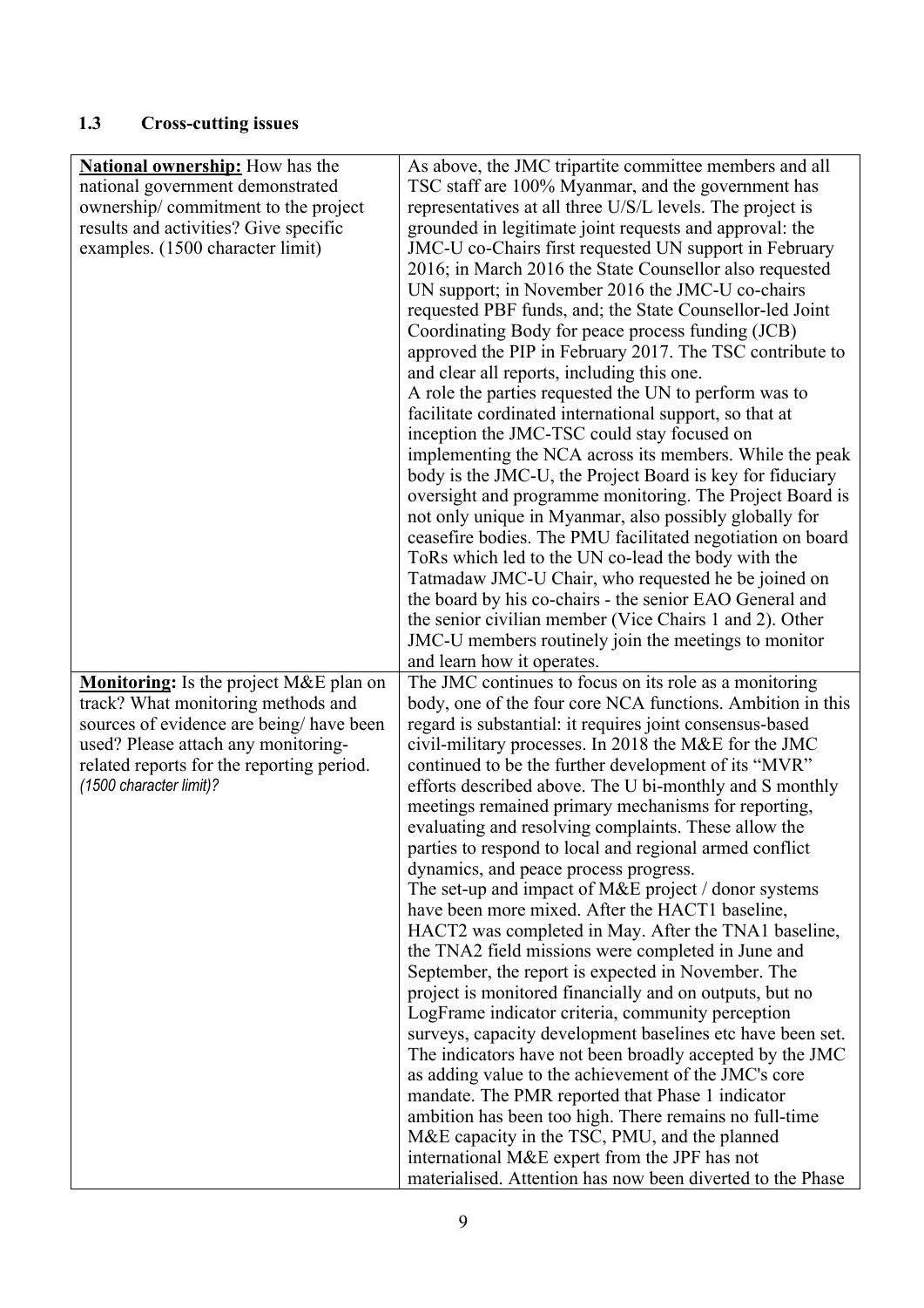### 1.3 Cross-cutting issues

| | |
|---|---|
| **National ownership:** How has the national government demonstrated ownership/ commitment to the project results and activities? Give specific examples. (1500 character limit) | As above, the JMC tripartite committee members and all TSC staff are 100% Myanmar, and the government has representatives at all three U/S/L levels. The project is grounded in legitimate joint requests and approval: the JMC-U co-Chairs first requested UN support in February 2016; in March 2016 the State Counsellor also requested UN support; in November 2016 the JMC-U co-chairs requested PBF funds, and; the State Counsellor-led Joint Coordinating Body for peace process funding (JCB) approved the PIP in February 2017. The TSC contribute to and clear all reports, including this one.<br>A role the parties requested the UN to perform was to facilitate cordinated international support, so that at inception the JMC-TSC could stay focused on implementing the NCA across its members. While the peak body is the JMC-U, the Project Board is key for fiduciary oversight and programme monitoring. The Project Board is not only unique in Myanmar, also possibly globally for ceasefire bodies. The PMU facilitated negotiation on board ToRs which led to the UN co-lead the body with the Tatmadaw JMC-U Chair, who requested he be joined on the board by his co-chairs - the senior EAO General and the senior civilian member (Vice Chairs 1 and 2). Other JMC-U members routinely join the meetings to monitor and learn how it operates. |
| **Monitoring:** Is the project M&E plan on track? What monitoring methods and sources of evidence are being/ have been used? Please attach any monitoring-related reports for the reporting period. *(1500 character limit)?* | The JMC continues to focus on its role as a monitoring body, one of the four core NCA functions. Ambition in this regard is substantial: it requires joint consensus-based civil-military processes. In 2018 the M&E for the JMC continued to be the further development of its "MVR" efforts described above. The U bi-monthly and S monthly meetings remained primary mechanisms for reporting, evaluating and resolving complaints. These allow the parties to respond to local and regional armed conflict dynamics, and peace process progress.<br>The set-up and impact of M&E project / donor systems have been more mixed. After the HACT1 baseline, HACT2 was completed in May. After the TNA1 baseline, the TNA2 field missions were completed in June and September, the report is expected in November. The project is monitored financially and on outputs, but no LogFrame indicator criteria, community perception surveys, capacity development baselines etc have been set. The indicators have not been broadly accepted by the JMC as adding value to the achievement of the JMC's core mandate. The PMR reported that Phase 1 indicator ambition has been too high. There remains no full-time M&E capacity in the TSC, PMU, and the planned international M&E expert from the JPF has not materialised. Attention has now been diverted to the Phase |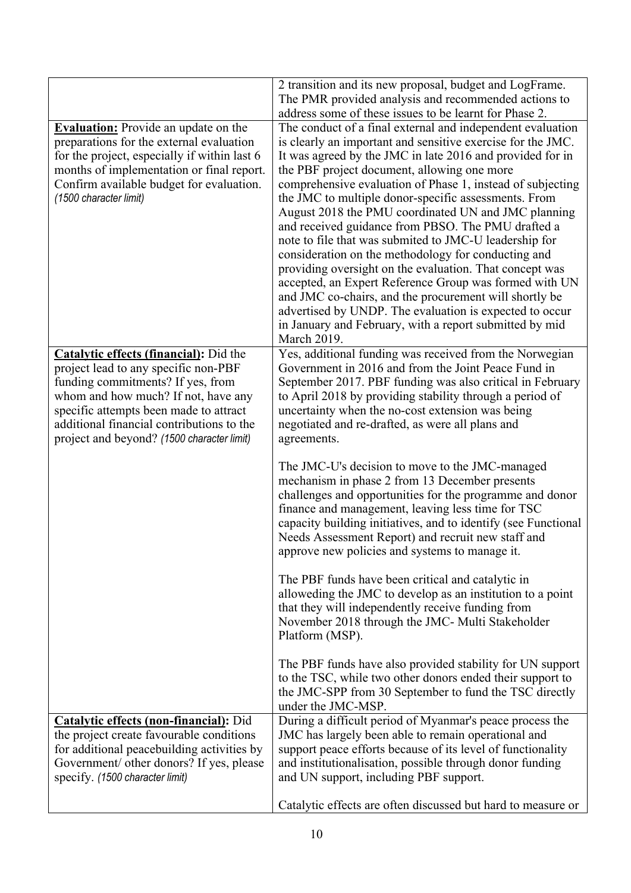| | |
|---|---|
| | 2 transition and its new proposal, budget and LogFrame. The PMR provided analysis and recommended actions to address some of these issues to be learnt for Phase 2. |
| **Evaluation:** Provide an update on the preparations for the external evaluation for the project, especially if within last 6 months of implementation or final report. Confirm available budget for evaluation. *(1500 character limit)* | The conduct of a final external and independent evaluation is clearly an important and sensitive exercise for the JMC. It was agreed by the JMC in late 2016 and provided for in the PBF project document, allowing one more comprehensive evaluation of Phase 1, instead of subjecting the JMC to multiple donor-specific assessments. From August 2018 the PMU coordinated UN and JMC planning and received guidance from PBSO. The PMU drafted a note to file that was submited to JMC-U leadership for consideration on the methodology for conducting and providing oversight on the evaluation. That concept was accepted, an Expert Reference Group was formed with UN and JMC co-chairs, and the procurement will shortly be advertised by UNDP. The evaluation is expected to occur in January and February, with a report submitted by mid March 2019. |
| **Catalytic effects (financial):** Did the project lead to any specific non-PBF funding commitments? If yes, from whom and how much? If not, have any specific attempts been made to attract additional financial contributions to the project and beyond? *(1500 character limit)* | Yes, additional funding was received from the Norwegian Government in 2016 and from the Joint Peace Fund in September 2017. PBF funding was also critical in February to April 2018 by providing stability through a period of uncertainty when the no-cost extension was being negotiated and re-drafted, as were all plans and agreements.<br><br>The JMC-U's decision to move to the JMC-managed mechanism in phase 2 from 13 December presents challenges and opportunities for the programme and donor finance and management, leaving less time for TSC capacity building initiatives, and to identify (see Functional Needs Assessment Report) and recruit new staff and approve new policies and systems to manage it.<br><br>The PBF funds have been critical and catalytic in alloweding the JMC to develop as an institution to a point that they will independently receive funding from November 2018 through the JMC- Multi Stakeholder Platform (MSP).<br><br>The PBF funds have also provided stability for UN support to the TSC, while two other donors ended their support to the JMC-SPP from 30 September to fund the TSC directly under the JMC-MSP. |
| **Catalytic effects (non-financial):** Did the project create favourable conditions for additional peacebuilding activities by Government/ other donors? If yes, please specify. *(1500 character limit)* | During a difficult period of Myanmar's peace process the JMC has largely been able to remain operational and support peace efforts because of its level of functionality and institutionalisation, possible through donor funding and UN support, including PBF support.<br><br>Catalytic effects are often discussed but hard to measure or |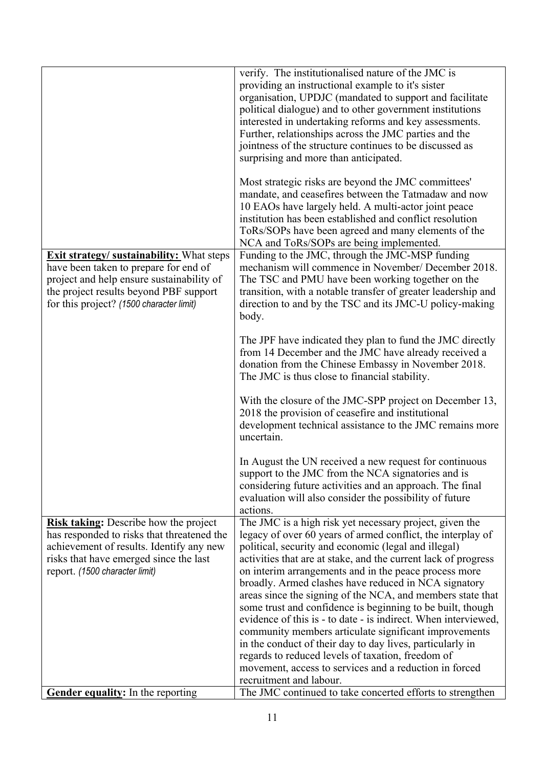| | |
|---|---|
| | verify. The institutionalised nature of the JMC is providing an instructional example to it's sister organisation, UPDJC (mandated to support and facilitate political dialogue) and to other government institutions interested in undertaking reforms and key assessments. Further, relationships across the JMC parties and the jointness of the structure continues to be discussed as surprising and more than anticipated.<br><br>Most strategic risks are beyond the JMC committees' mandate, and ceasefires between the Tatmadaw and now 10 EAOs have largely held. A multi-actor joint peace institution has been established and conflict resolution ToRs/SOPs have been agreed and many elements of the NCA and ToRs/SOPs are being implemented. |
| **Exit strategy/ sustainability:** What steps have been taken to prepare for end of project and help ensure sustainability of the project results beyond PBF support for this project? *(1500 character limit)* | Funding to the JMC, through the JMC-MSP funding mechanism will commence in November/ December 2018. The TSC and PMU have been working together on the transition, with a notable transfer of greater leadership and direction to and by the TSC and its JMC-U policy-making body.<br><br>The JPF have indicated they plan to fund the JMC directly from 14 December and the JMC have already received a donation from the Chinese Embassy in November 2018. The JMC is thus close to financial stability.<br><br>With the closure of the JMC-SPP project on December 13, 2018 the provision of ceasefire and institutional development technical assistance to the JMC remains more uncertain.<br><br>In August the UN received a new request for continuous support to the JMC from the NCA signatories and is considering future activities and an approach. The final evaluation will also consider the possibility of future actions. |
| **Risk taking:** Describe how the project has responded to risks that threatened the achievement of results. Identify any new risks that have emerged since the last report. *(1500 character limit)* | The JMC is a high risk yet necessary project, given the legacy of over 60 years of armed conflict, the interplay of political, security and economic (legal and illegal) activities that are at stake, and the current lack of progress on interim arrangements and in the peace process more broadly. Armed clashes have reduced in NCA signatory areas since the signing of the NCA, and members state that some trust and confidence is beginning to be built, though evidence of this is - to date - is indirect. When interviewed, community members articulate significant improvements in the conduct of their day to day lives, particularly in regards to reduced levels of taxation, freedom of movement, access to services and a reduction in forced recruitment and labour. |
| **Gender equality:** In the reporting | The JMC continued to take concerted efforts to strengthen |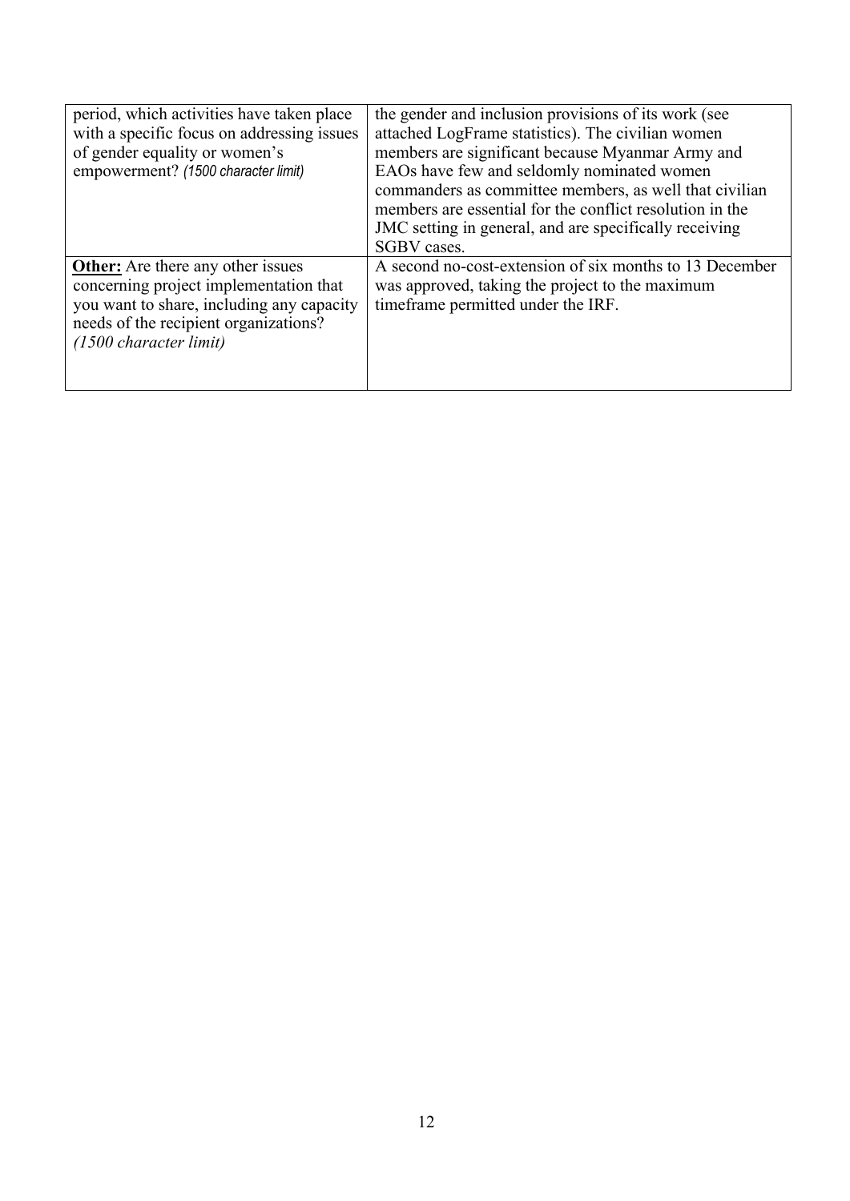| | |
|---|---|
| period, which activities have taken place with a specific focus on addressing issues of gender equality or women's empowerment? *(1500 character limit)* | the gender and inclusion provisions of its work (see attached LogFrame statistics). The civilian women members are significant because Myanmar Army and EAOs have few and seldomly nominated women commanders as committee members, as well that civilian members are essential for the conflict resolution in the JMC setting in general, and are specifically receiving SGBV cases. |
| **<u>Other:</u>** Are there any other issues concerning project implementation that you want to share, including any capacity needs of the recipient organizations? *(1500 character limit)* | A second no-cost-extension of six months to 13 December was approved, taking the project to the maximum timeframe permitted under the IRF. |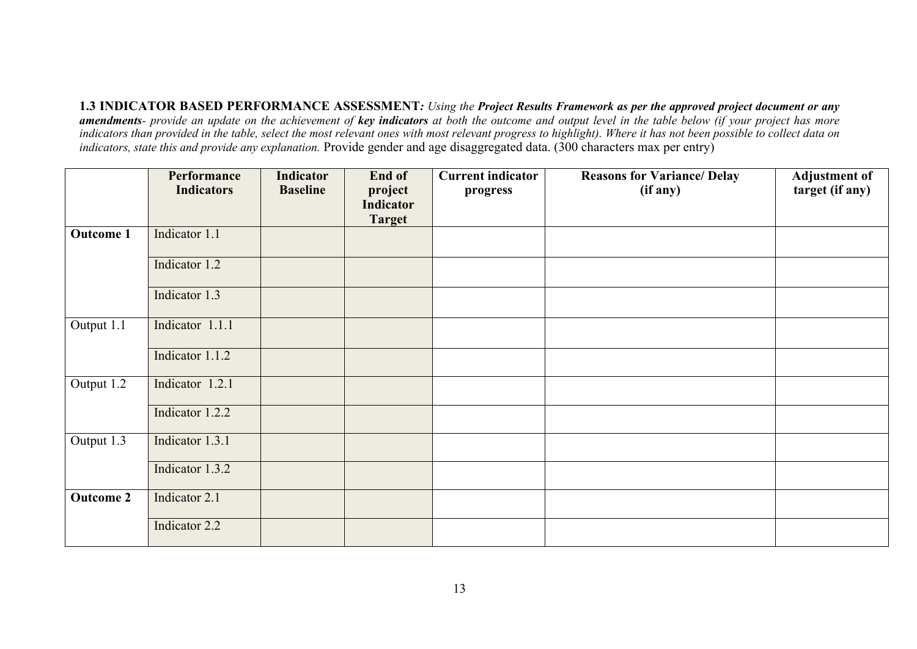**1.3 INDICATOR BASED PERFORMANCE ASSESSMENT***: Using the* ***Project Results Framework as per the approved project document or any amendments****- provide an update on the achievement of* ***key indicators*** *at both the outcome and output level in the table below (if your project has more indicators than provided in the table, select the most relevant ones with most relevant progress to highlight). Where it has not been possible to collect data on indicators, state this and provide any explanation.* Provide gender and age disaggregated data. (300 characters max per entry)

| | Performance Indicators | Indicator Baseline | End of project Indicator Target | Current indicator progress | Reasons for Variance/ Delay (if any) | Adjustment of target (if any) |
|---|---|---|---|---|---|---|
| **Outcome 1** | Indicator 1.1 | | | | | |
| | Indicator 1.2 | | | | | |
| | Indicator 1.3 | | | | | |
| Output 1.1 | Indicator 1.1.1 | | | | | |
| | Indicator 1.1.2 | | | | | |
| Output 1.2 | Indicator 1.2.1 | | | | | |
| | Indicator 1.2.2 | | | | | |
| Output 1.3 | Indicator 1.3.1 | | | | | |
| | Indicator 1.3.2 | | | | | |
| **Outcome 2** | Indicator 2.1 | | | | | |
| | Indicator 2.2 | | | | | |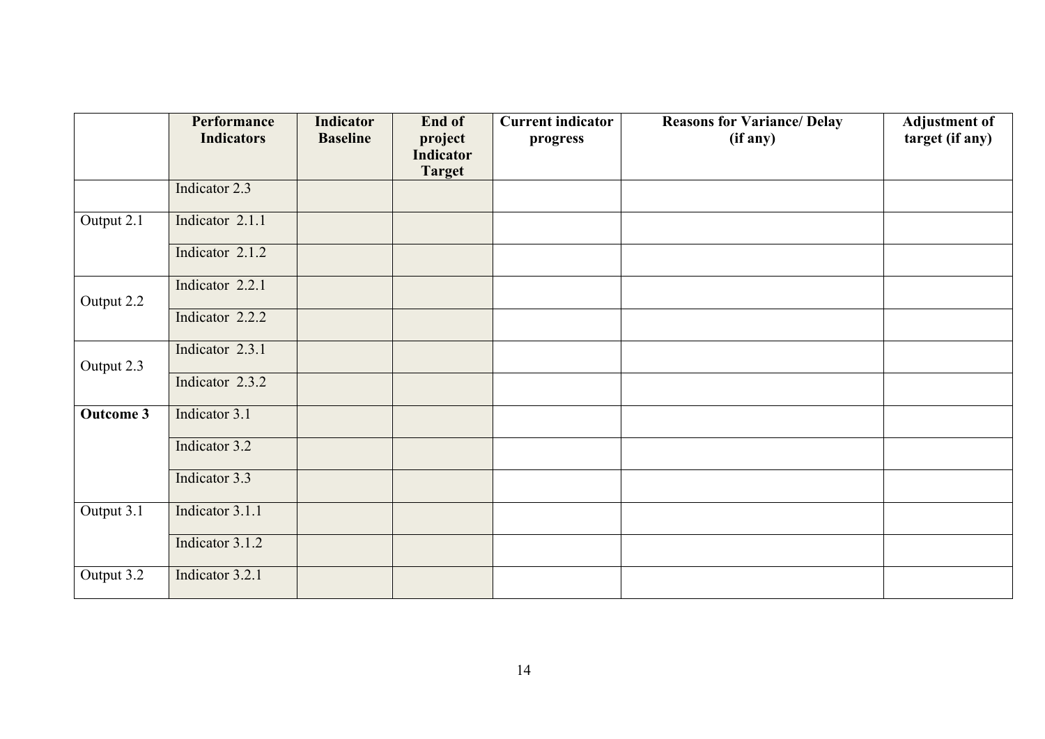| | Performance Indicators | Indicator Baseline | End of project Indicator Target | Current indicator progress | Reasons for Variance/ Delay (if any) | Adjustment of target (if any) |
|---|---|---|---|---|---|---|
| | Indicator 2.3 | | | | | |
| Output 2.1 | Indicator 2.1.1 | | | | | |
| | Indicator 2.1.2 | | | | | |
| Output 2.2 | Indicator 2.2.1 | | | | | |
| | Indicator 2.2.2 | | | | | |
| Output 2.3 | Indicator 2.3.1 | | | | | |
| | Indicator 2.3.2 | | | | | |
| **Outcome 3** | Indicator 3.1 | | | | | |
| | Indicator 3.2 | | | | | |
| | Indicator 3.3 | | | | | |
| Output 3.1 | Indicator 3.1.1 | | | | | |
| | Indicator 3.1.2 | | | | | |
| Output 3.2 | Indicator 3.2.1 | | | | | |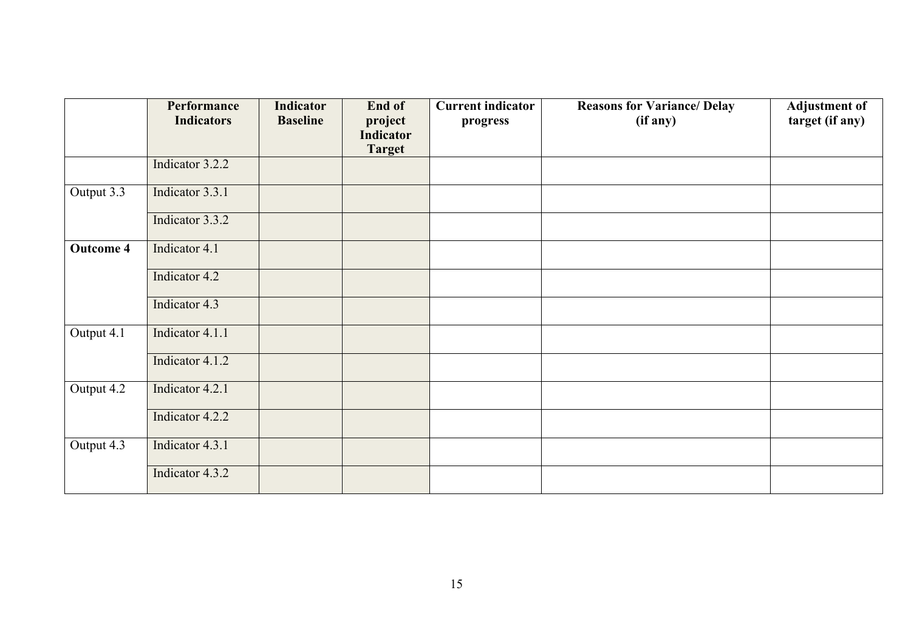| | Performance Indicators | Indicator Baseline | End of project Indicator Target | Current indicator progress | Reasons for Variance/ Delay (if any) | Adjustment of target (if any) |
|---|---|---|---|---|---|---|
| | Indicator 3.2.2 | | | | | |
| Output 3.3 | Indicator 3.3.1 | | | | | |
| | Indicator 3.3.2 | | | | | |
| **Outcome 4** | Indicator 4.1 | | | | | |
| | Indicator 4.2 | | | | | |
| | Indicator 4.3 | | | | | |
| Output 4.1 | Indicator 4.1.1 | | | | | |
| | Indicator 4.1.2 | | | | | |
| Output 4.2 | Indicator 4.2.1 | | | | | |
| | Indicator 4.2.2 | | | | | |
| Output 4.3 | Indicator 4.3.1 | | | | | |
| | Indicator 4.3.2 | | | | | |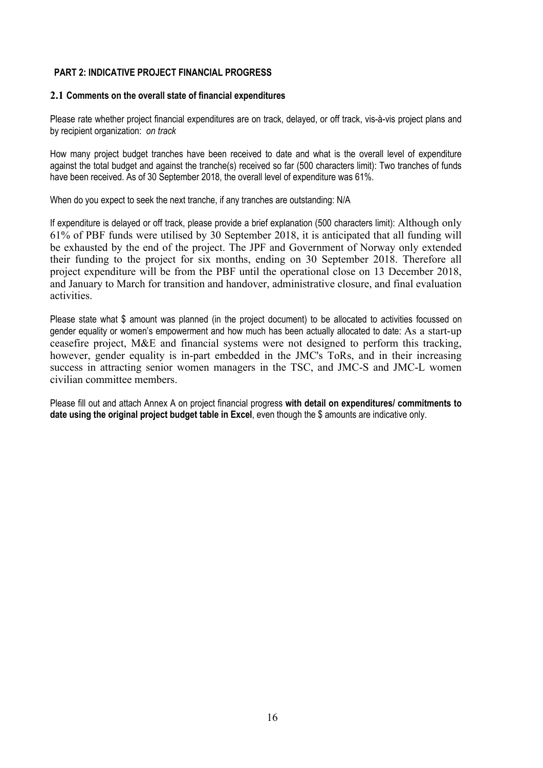## PART 2: INDICATIVE PROJECT FINANCIAL PROGRESS

### 2.1 Comments on the overall state of financial expenditures

Please rate whether project financial expenditures are on track, delayed, or off track, vis-à-vis project plans and by recipient organization: *on track*

How many project budget tranches have been received to date and what is the overall level of expenditure against the total budget and against the tranche(s) received so far (500 characters limit): Two tranches of funds have been received. As of 30 September 2018, the overall level of expenditure was 61%.

When do you expect to seek the next tranche, if any tranches are outstanding: N/A

If expenditure is delayed or off track, please provide a brief explanation (500 characters limit): Although only 61% of PBF funds were utilised by 30 September 2018, it is anticipated that all funding will be exhausted by the end of the project. The JPF and Government of Norway only extended their funding to the project for six months, ending on 30 September 2018. Therefore all project expenditure will be from the PBF until the operational close on 13 December 2018, and January to March for transition and handover, administrative closure, and final evaluation activities.

Please state what $ amount was planned (in the project document) to be allocated to activities focussed on gender equality or women's empowerment and how much has been actually allocated to date: As a start-up ceasefire project, M&E and financial systems were not designed to perform this tracking, however, gender equality is in-part embedded in the JMC's ToRs, and in their increasing success in attracting senior women managers in the TSC, and JMC-S and JMC-L women civilian committee members.

Please fill out and attach Annex A on project financial progress **with detail on expenditures/ commitments to date using the original project budget table in Excel**, even though the $ amounts are indicative only.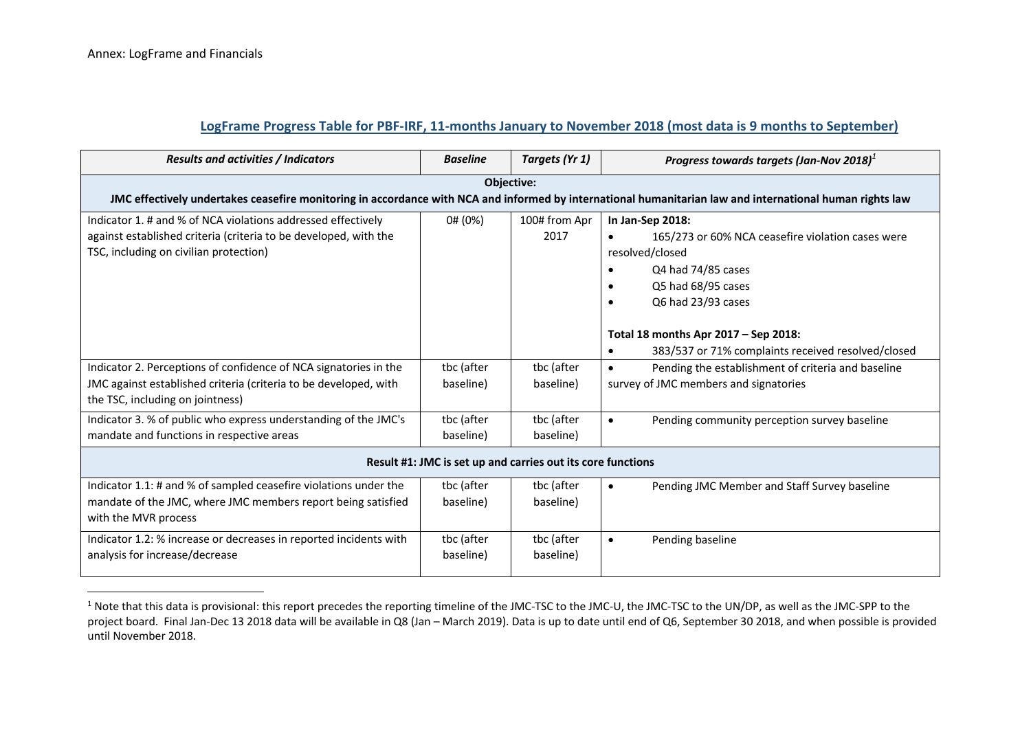Annex: LogFrame and Financials

## LogFrame Progress Table for PBF-IRF, 11-months January to November 2018 (most data is 9 months to September)

| ***Results and activities / Indicators*** | ***Baseline*** | ***Targets (Yr 1)*** | ***Progress towards targets (Jan-Nov 2018)***[1] |
|---|---|---|---|
| **Objective: JMC effectively undertakes ceasefire monitoring in accordance with NCA and informed by international humanitarian law and international human rights law** | | | |
| Indicator 1. # and % of NCA violations addressed effectively against established criteria (criteria to be developed, with the TSC, including on civilian protection) | 0# (0%) | 100# from Apr 2017 | **In Jan-Sep 2018:**<br>• 165/273 or 60% NCA ceasefire violation cases were resolved/closed<br>• Q4 had 74/85 cases<br>• Q5 had 68/95 cases<br>• Q6 had 23/93 cases<br><br>**Total 18 months Apr 2017 – Sep 2018:**<br>• 383/537 or 71% complaints received resolved/closed |
| Indicator 2. Perceptions of confidence of NCA signatories in the JMC against established criteria (criteria to be developed, with the TSC, including on jointness) | tbc (after baseline) | tbc (after baseline) | • Pending the establishment of criteria and baseline survey of JMC members and signatories |
| Indicator 3. % of public who express understanding of the JMC's mandate and functions in respective areas | tbc (after baseline) | tbc (after baseline) | • Pending community perception survey baseline |
| **Result #1: JMC is set up and carries out its core functions** | | | |
| Indicator 1.1: # and % of sampled ceasefire violations under the mandate of the JMC, where JMC members report being satisfied with the MVR process | tbc (after baseline) | tbc (after baseline) | • Pending JMC Member and Staff Survey baseline |
| Indicator 1.2: % increase or decreases in reported incidents with analysis for increase/decrease | tbc (after baseline) | tbc (after baseline) | • Pending baseline |

[1] Note that this data is provisional: this report precedes the reporting timeline of the JMC-TSC to the JMC-U, the JMC-TSC to the UN/DP, as well as the JMC-SPP to the project board. Final Jan-Dec 13 2018 data will be available in Q8 (Jan – March 2019). Data is up to date until end of Q6, September 30 2018, and when possible is provided until November 2018.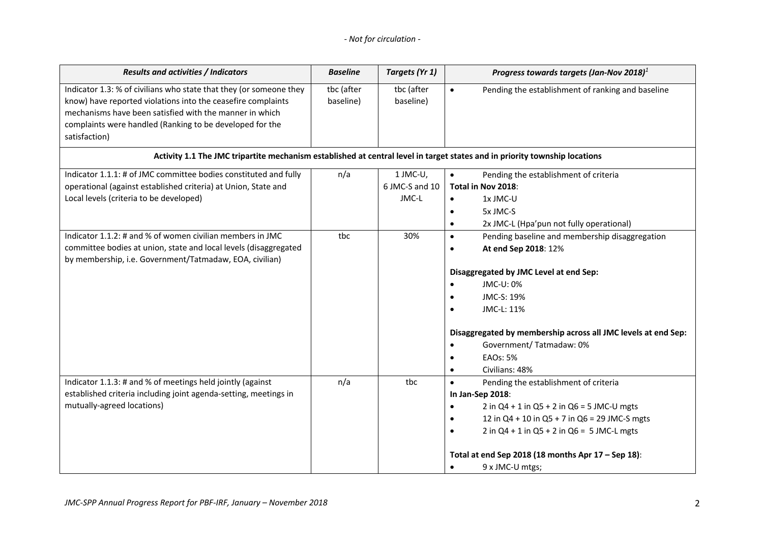| *Results and activities / Indicators* | *Baseline* | *Targets (Yr 1)* | *Progress towards targets (Jan-Nov 2018)*[1] |
|---|---|---|---|
| Indicator 1.3: % of civilians who state that they (or someone they know) have reported violations into the ceasefire complaints mechanisms have been satisfied with the manner in which complaints were handled (Ranking to be developed for the satisfaction) | tbc (after baseline) | tbc (after baseline) | • Pending the establishment of ranking and baseline |
| **Activity 1.1 The JMC tripartite mechanism established at central level in target states and in priority township locations** | | | |
| Indicator 1.1.1: # of JMC committee bodies constituted and fully operational (against established criteria) at Union, State and Local levels (criteria to be developed) | n/a | 1 JMC-U, 6 JMC-S and 10 JMC-L | • Pending the establishment of criteria<br>**Total in Nov 2018**:<br>• 1x JMC-U<br>• 5x JMC-S<br>• 2x JMC-L (Hpa'pun not fully operational) |
| Indicator 1.1.2: # and % of women civilian members in JMC committee bodies at union, state and local levels (disaggregated by membership, i.e. Government/Tatmadaw, EOA, civilian) | tbc | 30% | • Pending baseline and membership disaggregation<br>• **At end Sep 2018**: 12%<br><br>**Disaggregated by JMC Level at end Sep:**<br>• JMC-U: 0%<br>• JMC-S: 19%<br>• JMC-L: 11%<br><br>**Disaggregated by membership across all JMC levels at end Sep:**<br>• Government/ Tatmadaw: 0%<br>• EAOs: 5%<br>• Civilians: 48% |
| Indicator 1.1.3: # and % of meetings held jointly (against established criteria including joint agenda-setting, meetings in mutually-agreed locations) | n/a | tbc | • Pending the establishment of criteria<br>**In Jan-Sep 2018**:<br>• 2 in Q4 + 1 in Q5 + 2 in Q6 = 5 JMC-U mgts<br>• 12 in Q4 + 10 in Q5 + 7 in Q6 = 29 JMC-S mgts<br>• 2 in Q4 + 1 in Q5 + 2 in Q6 = 5 JMC-L mgts<br><br>**Total at end Sep 2018 (18 months Apr 17 – Sep 18)**:<br>• 9 x JMC-U mtgs; |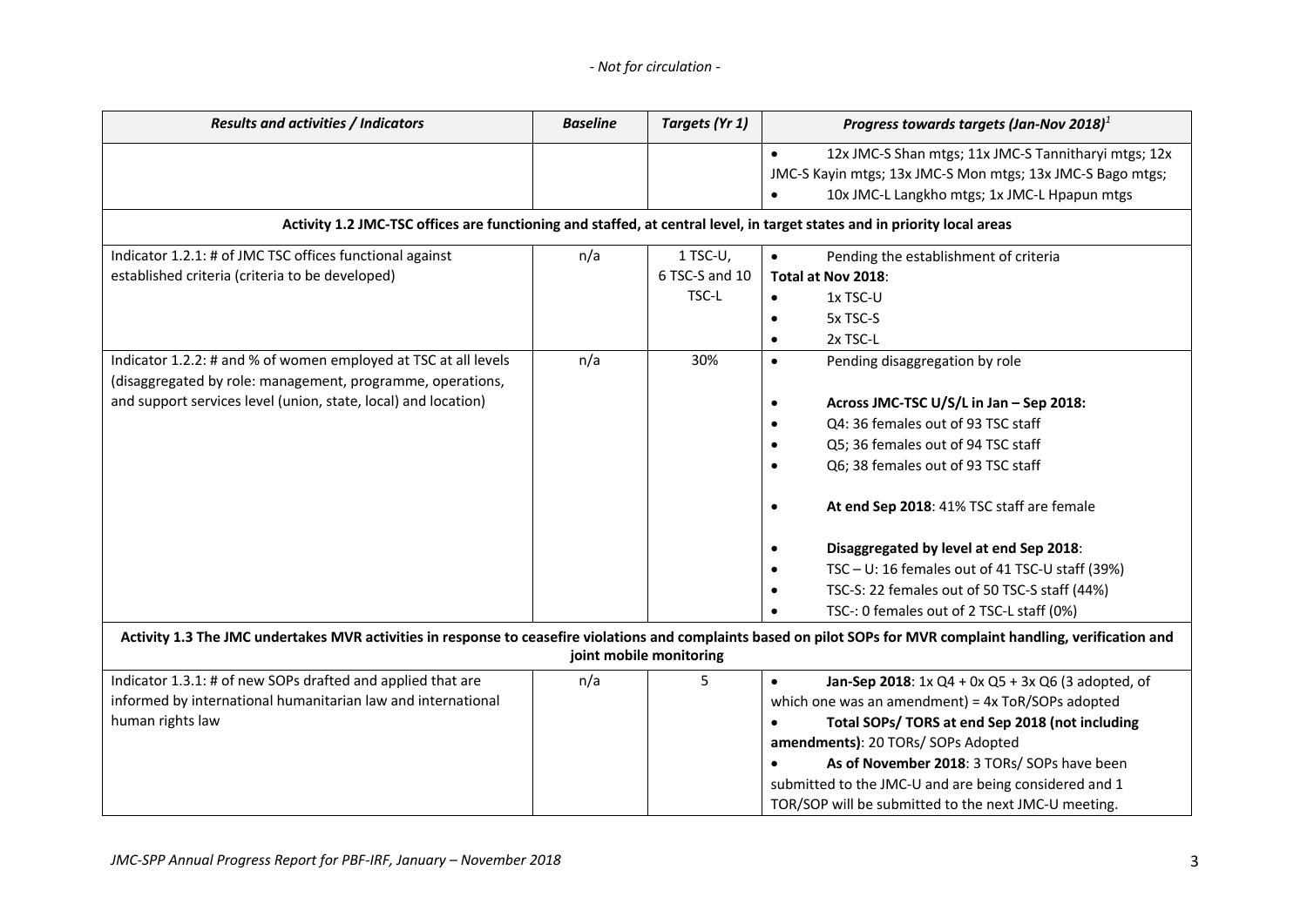| Results and activities / Indicators | Baseline | Targets (Yr 1) | Progress towards targets (Jan-Nov 2018)[1] |
|---|---|---|---|
| | | | • 12x JMC-S Shan mtgs; 11x JMC-S Tannitharyi mtgs; 12x JMC-S Kayin mtgs; 13x JMC-S Mon mtgs; 13x JMC-S Bago mtgs;<br>• 10x JMC-L Langkho mtgs; 1x JMC-L Hpapun mtgs |
| **Activity 1.2 JMC-TSC offices are functioning and staffed, at central level, in target states and in priority local areas** | | | |
| Indicator 1.2.1: # of JMC TSC offices functional against established criteria (criteria to be developed) | n/a | 1 TSC-U, 6 TSC-S and 10 TSC-L | • Pending the establishment of criteria<br>**Total at Nov 2018**:<br>• 1x TSC-U<br>• 5x TSC-S<br>• 2x TSC-L |
| Indicator 1.2.2: # and % of women employed at TSC at all levels (disaggregated by role: management, programme, operations, and support services level (union, state, local) and location) | n/a | 30% | • Pending disaggregation by role<br><br>• **Across JMC-TSC U/S/L in Jan – Sep 2018:**<br>• Q4: 36 females out of 93 TSC staff<br>• Q5; 36 females out of 94 TSC staff<br>• Q6; 38 females out of 93 TSC staff<br><br>• **At end Sep 2018**: 41% TSC staff are female<br><br>• **Disaggregated by level at end Sep 2018**:<br>• TSC – U: 16 females out of 41 TSC-U staff (39%)<br>• TSC-S: 22 females out of 50 TSC-S staff (44%)<br>• TSC-: 0 females out of 2 TSC-L staff (0%) |
| **Activity 1.3 The JMC undertakes MVR activities in response to ceasefire violations and complaints based on pilot SOPs for MVR complaint handling, verification and joint mobile monitoring** | | | |
| Indicator 1.3.1: # of new SOPs drafted and applied that are informed by international humanitarian law and international human rights law | n/a | 5 | • **Jan-Sep 2018**: 1x Q4 + 0x Q5 + 3x Q6 (3 adopted, of which one was an amendment) = 4x ToR/SOPs adopted<br>• **Total SOPs/ TORS at end Sep 2018 (not including amendments)**: 20 TORs/ SOPs Adopted<br>• **As of November 2018**: 3 TORs/ SOPs have been submitted to the JMC-U and are being considered and 1 TOR/SOP will be submitted to the next JMC-U meeting. |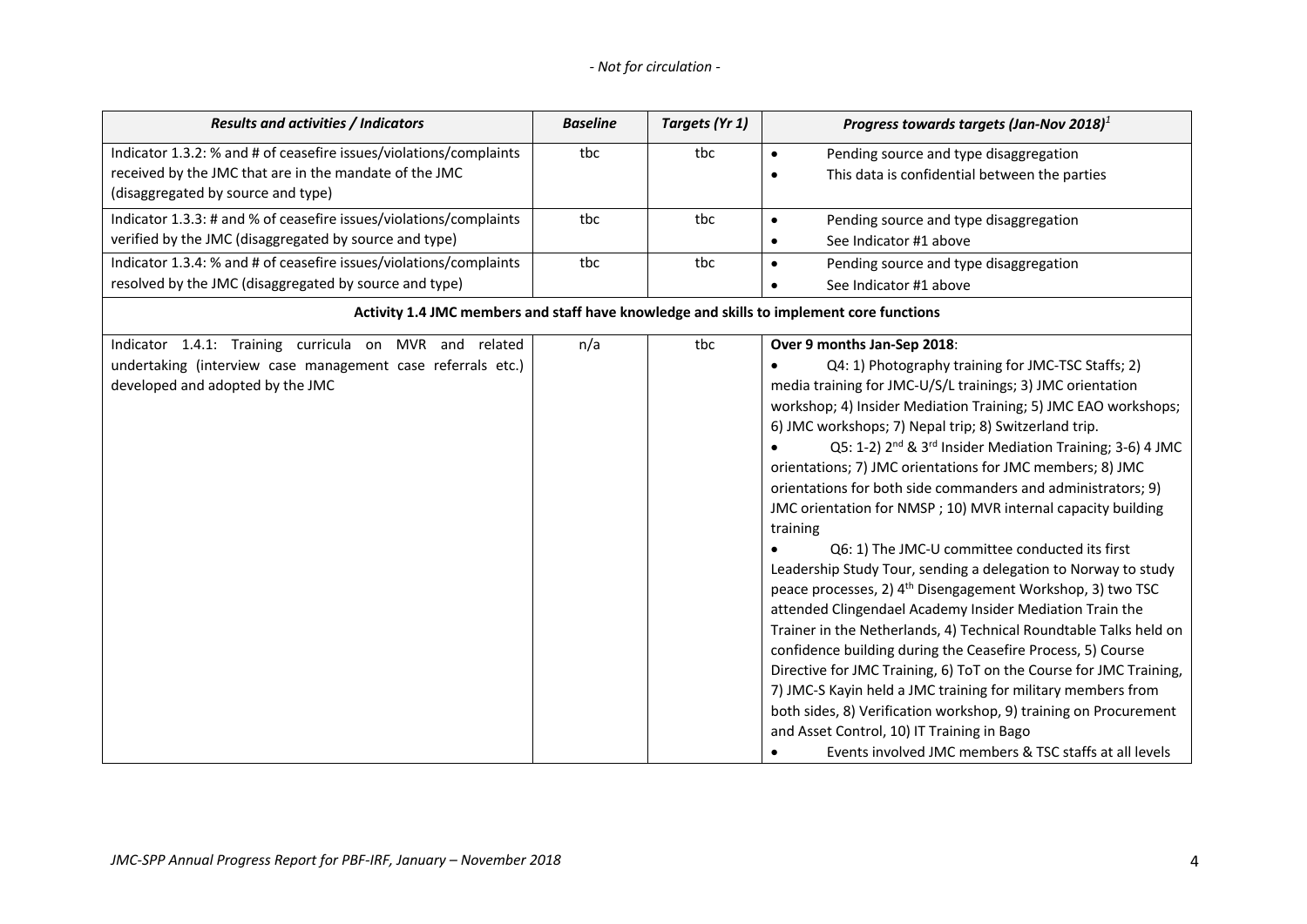| *Results and activities / Indicators* | *Baseline* | *Targets (Yr 1)* | *Progress towards targets (Jan-Nov 2018)*[1] |
|---|---|---|---|
| Indicator 1.3.2: % and # of ceasefire issues/violations/complaints received by the JMC that are in the mandate of the JMC (disaggregated by source and type) | tbc | tbc | • Pending source and type disaggregation<br>• This data is confidential between the parties |
| Indicator 1.3.3: # and % of ceasefire issues/violations/complaints verified by the JMC (disaggregated by source and type) | tbc | tbc | • Pending source and type disaggregation<br>• See Indicator #1 above |
| Indicator 1.3.4: % and # of ceasefire issues/violations/complaints resolved by the JMC (disaggregated by source and type) | tbc | tbc | • Pending source and type disaggregation<br>• See Indicator #1 above |
| **Activity 1.4 JMC members and staff have knowledge and skills to implement core functions** | | | |
| Indicator 1.4.1: Training curricula on MVR and related undertaking (interview case management case referrals etc.) developed and adopted by the JMC | n/a | tbc | **Over 9 months Jan-Sep 2018**:<br>• Q4: 1) Photography training for JMC-TSC Staffs; 2) media training for JMC-U/S/L trainings; 3) JMC orientation workshop; 4) Insider Mediation Training; 5) JMC EAO workshops; 6) JMC workshops; 7) Nepal trip; 8) Switzerland trip.<br>• Q5: 1-2) 2nd & 3rd Insider Mediation Training; 3-6) 4 JMC orientations; 7) JMC orientations for JMC members; 8) JMC orientations for both side commanders and administrators; 9) JMC orientation for NMSP ; 10) MVR internal capacity building training<br>• Q6: 1) The JMC-U committee conducted its first Leadership Study Tour, sending a delegation to Norway to study peace processes, 2) 4th Disengagement Workshop, 3) two TSC attended Clingendael Academy Insider Mediation Train the Trainer in the Netherlands, 4) Technical Roundtable Talks held on confidence building during the Ceasefire Process, 5) Course Directive for JMC Training, 6) ToT on the Course for JMC Training, 7) JMC-S Kayin held a JMC training for military members from both sides, 8) Verification workshop, 9) training on Procurement and Asset Control, 10) IT Training in Bago<br>• Events involved JMC members & TSC staffs at all levels |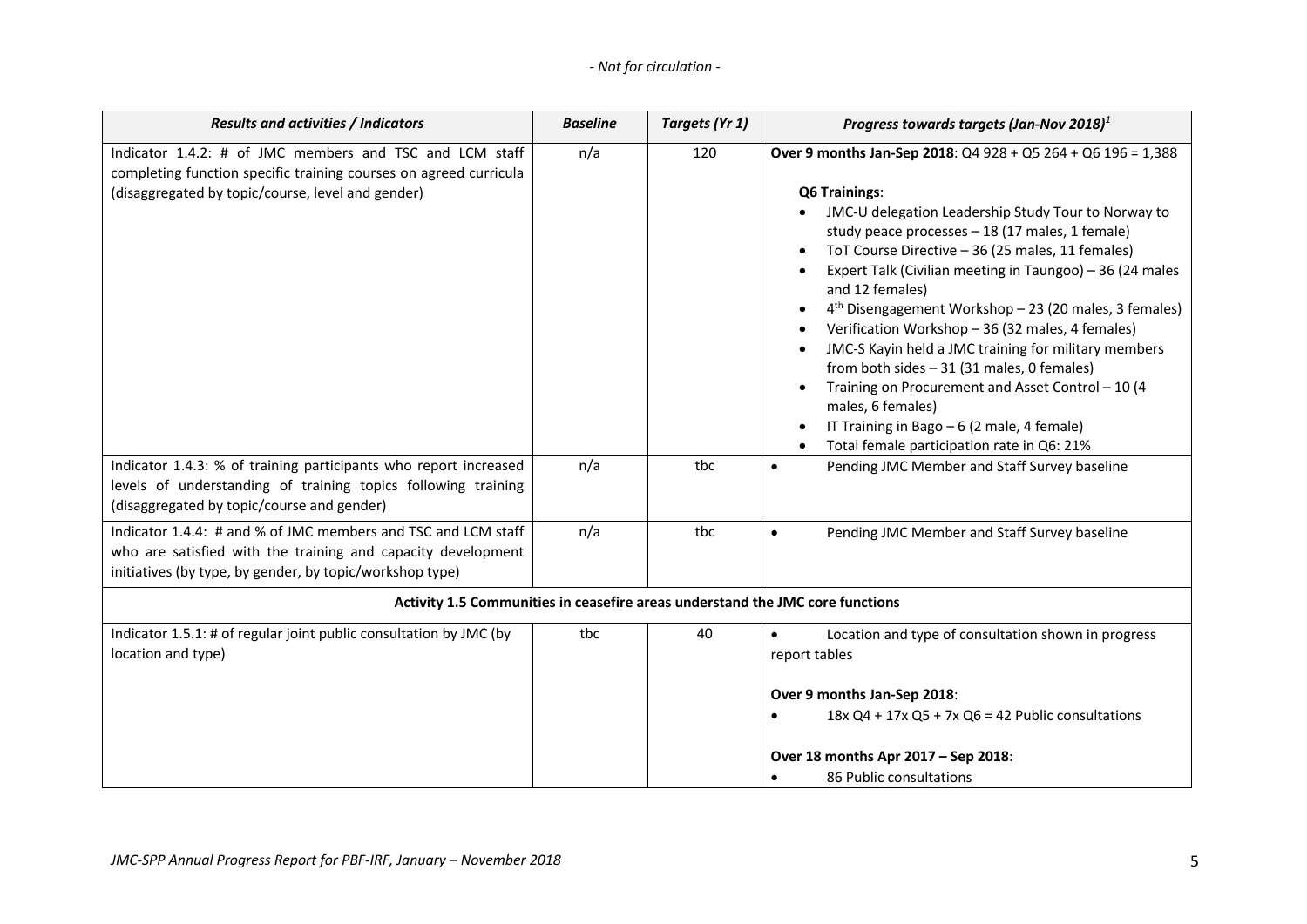| *Results and activities / Indicators* | *Baseline* | *Targets (Yr 1)* | *Progress towards targets (Jan-Nov 2018)*[1] |
|---|---|---|---|
| Indicator 1.4.2: # of JMC members and TSC and LCM staff completing function specific training courses on agreed curricula (disaggregated by topic/course, level and gender) | n/a | 120 | **Over 9 months Jan-Sep 2018**: Q4 928 + Q5 264 + Q6 196 = 1,388<br><br>**Q6 Trainings**:<br>• JMC-U delegation Leadership Study Tour to Norway to study peace processes – 18 (17 males, 1 female)<br>• ToT Course Directive – 36 (25 males, 11 females)<br>• Expert Talk (Civilian meeting in Taungoo) – 36 (24 males and 12 females)<br>• 4th Disengagement Workshop – 23 (20 males, 3 females)<br>• Verification Workshop – 36 (32 males, 4 females)<br>• JMC-S Kayin held a JMC training for military members from both sides – 31 (31 males, 0 females)<br>• Training on Procurement and Asset Control – 10 (4 males, 6 females)<br>• IT Training in Bago – 6 (2 male, 4 female)<br>• Total female participation rate in Q6: 21% |
| Indicator 1.4.3: % of training participants who report increased levels of understanding of training topics following training (disaggregated by topic/course and gender) | n/a | tbc | • Pending JMC Member and Staff Survey baseline |
| Indicator 1.4.4: # and % of JMC members and TSC and LCM staff who are satisfied with the training and capacity development initiatives (by type, by gender, by topic/workshop type) | n/a | tbc | • Pending JMC Member and Staff Survey baseline |
| **Activity 1.5 Communities in ceasefire areas understand the JMC core functions** | | | |
| Indicator 1.5.1: # of regular joint public consultation by JMC (by location and type) | tbc | 40 | • Location and type of consultation shown in progress report tables<br><br>**Over 9 months Jan-Sep 2018**:<br>• 18x Q4 + 17x Q5 + 7x Q6 = 42 Public consultations<br><br>**Over 18 months Apr 2017 – Sep 2018**:<br>• 86 Public consultations |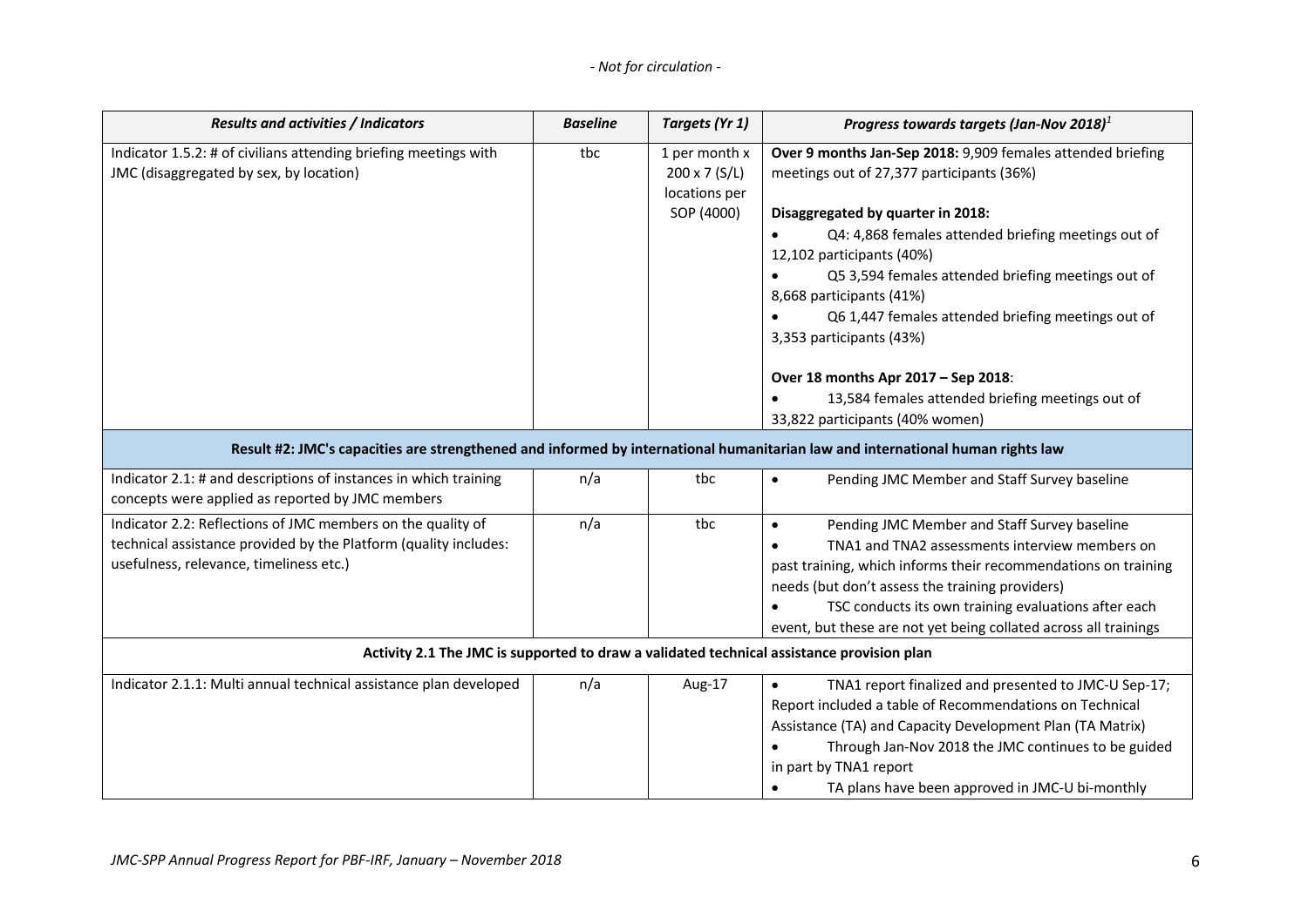| Results and activities / Indicators | Baseline | Targets (Yr 1) | Progress towards targets (Jan-Nov 2018)[1] |
|---|---|---|---|
| Indicator 1.5.2: # of civilians attending briefing meetings with JMC (disaggregated by sex, by location) | tbc | 1 per month x 200 x 7 (S/L) locations per SOP (4000) | **Over 9 months Jan-Sep 2018:** 9,909 females attended briefing meetings out of 27,377 participants (36%)<br><br>**Disaggregated by quarter in 2018:**<br>• Q4: 4,868 females attended briefing meetings out of 12,102 participants (40%)<br>• Q5 3,594 females attended briefing meetings out of 8,668 participants (41%)<br>• Q6 1,447 females attended briefing meetings out of 3,353 participants (43%)<br><br>**Over 18 months Apr 2017 – Sep 2018**:<br>• 13,584 females attended briefing meetings out of 33,822 participants (40% women) |
| **Result #2: JMC's capacities are strengthened and informed by international humanitarian law and international human rights law** | | | |
| Indicator 2.1: # and descriptions of instances in which training concepts were applied as reported by JMC members | n/a | tbc | • Pending JMC Member and Staff Survey baseline |
| Indicator 2.2: Reflections of JMC members on the quality of technical assistance provided by the Platform (quality includes: usefulness, relevance, timeliness etc.) | n/a | tbc | • Pending JMC Member and Staff Survey baseline<br>• TNA1 and TNA2 assessments interview members on past training, which informs their recommendations on training needs (but don't assess the training providers)<br>• TSC conducts its own training evaluations after each event, but these are not yet being collated across all trainings |
| **Activity 2.1 The JMC is supported to draw a validated technical assistance provision plan** | | | |
| Indicator 2.1.1: Multi annual technical assistance plan developed | n/a | Aug-17 | • TNA1 report finalized and presented to JMC-U Sep-17; Report included a table of Recommendations on Technical Assistance (TA) and Capacity Development Plan (TA Matrix)<br>• Through Jan-Nov 2018 the JMC continues to be guided in part by TNA1 report<br>• TA plans have been approved in JMC-U bi-monthly |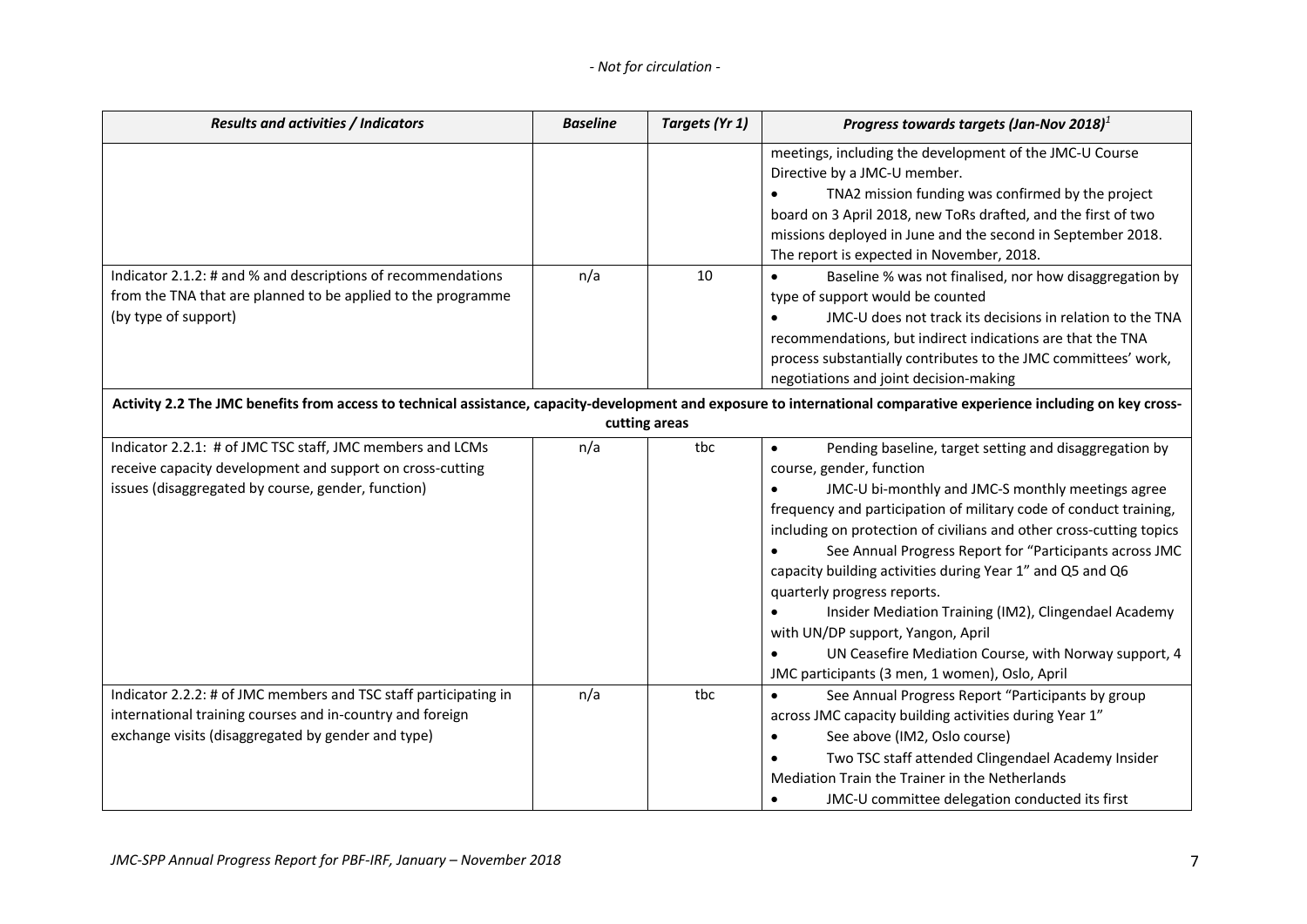| *Results and activities / Indicators* | *Baseline* | *Targets (Yr 1)* | *Progress towards targets (Jan-Nov 2018)*[1] |
|---|---|---|---|
| | | | meetings, including the development of the JMC-U Course Directive by a JMC-U member.<br>• TNA2 mission funding was confirmed by the project board on 3 April 2018, new ToRs drafted, and the first of two missions deployed in June and the second in September 2018. The report is expected in November, 2018. |
| Indicator 2.1.2: # and % and descriptions of recommendations from the TNA that are planned to be applied to the programme (by type of support) | n/a | 10 | • Baseline % was not finalised, nor how disaggregation by type of support would be counted<br>• JMC-U does not track its decisions in relation to the TNA recommendations, but indirect indications are that the TNA process substantially contributes to the JMC committees' work, negotiations and joint decision-making |
| **Activity 2.2 The JMC benefits from access to technical assistance, capacity-development and exposure to international comparative experience including on key cross-cutting areas** | | | |
| Indicator 2.2.1: # of JMC TSC staff, JMC members and LCMs receive capacity development and support on cross-cutting issues (disaggregated by course, gender, function) | n/a | tbc | • Pending baseline, target setting and disaggregation by course, gender, function<br>• JMC-U bi-monthly and JMC-S monthly meetings agree frequency and participation of military code of conduct training, including on protection of civilians and other cross-cutting topics<br>• See Annual Progress Report for "Participants across JMC capacity building activities during Year 1" and Q5 and Q6 quarterly progress reports.<br>• Insider Mediation Training (IM2), Clingendael Academy with UN/DP support, Yangon, April<br>• UN Ceasefire Mediation Course, with Norway support, 4 JMC participants (3 men, 1 women), Oslo, April |
| Indicator 2.2.2: # of JMC members and TSC staff participating in international training courses and in-country and foreign exchange visits (disaggregated by gender and type) | n/a | tbc | • See Annual Progress Report "Participants by group across JMC capacity building activities during Year 1"<br>• See above (IM2, Oslo course)<br>• Two TSC staff attended Clingendael Academy Insider Mediation Train the Trainer in the Netherlands<br>• JMC-U committee delegation conducted its first |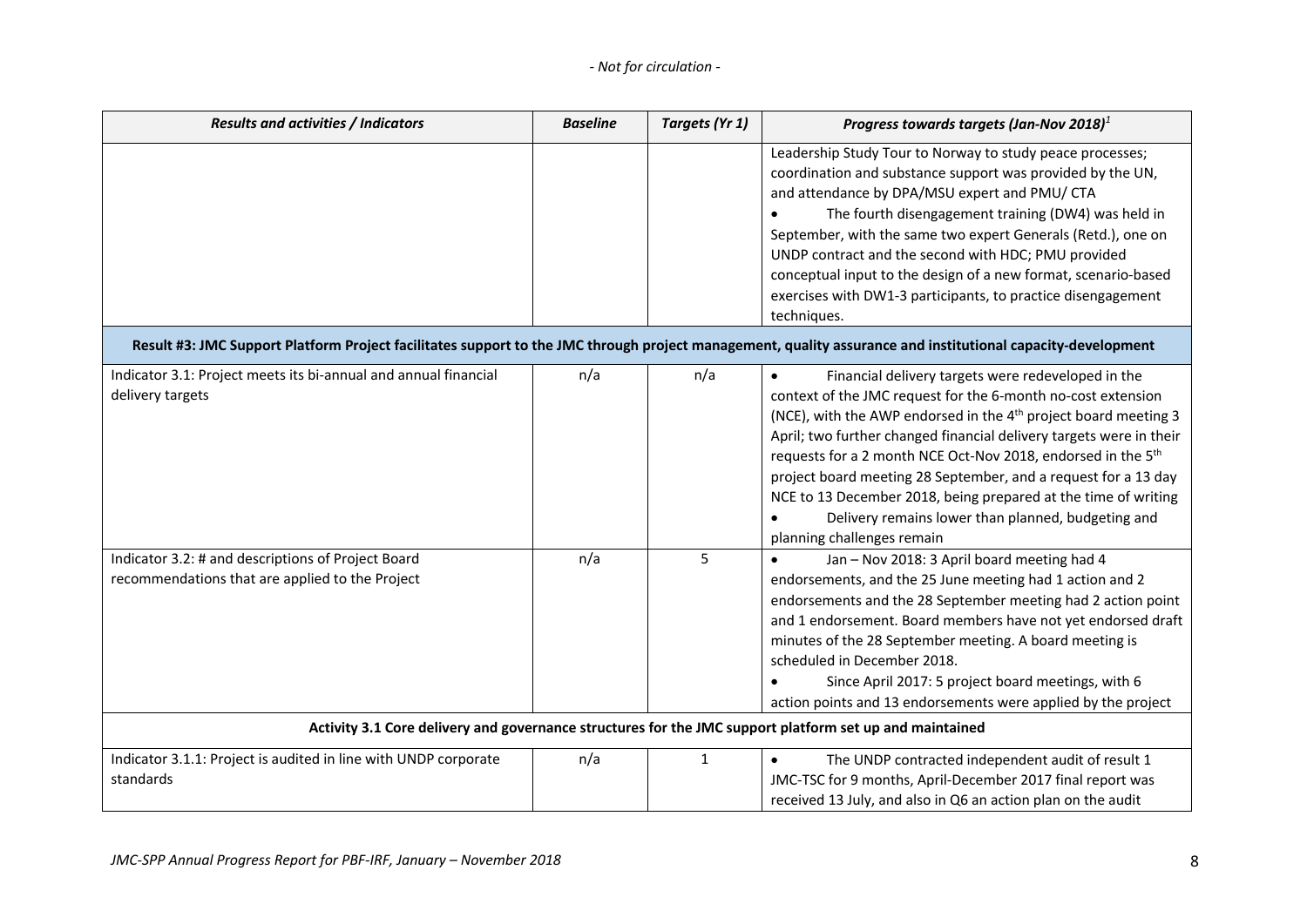- Not for circulation -

| Results and activities / Indicators | Baseline | Targets (Yr 1) | Progress towards targets (Jan-Nov 2018)[1] |
|---|---|---|---|
| | | | Leadership Study Tour to Norway to study peace processes; coordination and substance support was provided by the UN, and attendance by DPA/MSU expert and PMU/ CTA<br>• The fourth disengagement training (DW4) was held in September, with the same two expert Generals (Retd.), one on UNDP contract and the second with HDC; PMU provided conceptual input to the design of a new format, scenario-based exercises with DW1-3 participants, to practice disengagement techniques. |
| **Result #3: JMC Support Platform Project facilitates support to the JMC through project management, quality assurance and institutional capacity-development** | | | |
| Indicator 3.1: Project meets its bi-annual and annual financial delivery targets | n/a | n/a | • Financial delivery targets were redeveloped in the context of the JMC request for the 6-month no-cost extension (NCE), with the AWP endorsed in the 4th project board meeting 3 April; two further changed financial delivery targets were in their requests for a 2 month NCE Oct-Nov 2018, endorsed in the 5th project board meeting 28 September, and a request for a 13 day NCE to 13 December 2018, being prepared at the time of writing<br>• Delivery remains lower than planned, budgeting and planning challenges remain |
| Indicator 3.2: # and descriptions of Project Board recommendations that are applied to the Project | n/a | 5 | • Jan – Nov 2018: 3 April board meeting had 4 endorsements, and the 25 June meeting had 1 action and 2 endorsements and the 28 September meeting had 2 action point and 1 endorsement. Board members have not yet endorsed draft minutes of the 28 September meeting. A board meeting is scheduled in December 2018.<br>• Since April 2017: 5 project board meetings, with 6 action points and 13 endorsements were applied by the project |
| **Activity 3.1 Core delivery and governance structures for the JMC support platform set up and maintained** | | | |
| Indicator 3.1.1: Project is audited in line with UNDP corporate standards | n/a | 1 | • The UNDP contracted independent audit of result 1 JMC-TSC for 9 months, April-December 2017 final report was received 13 July, and also in Q6 an action plan on the audit |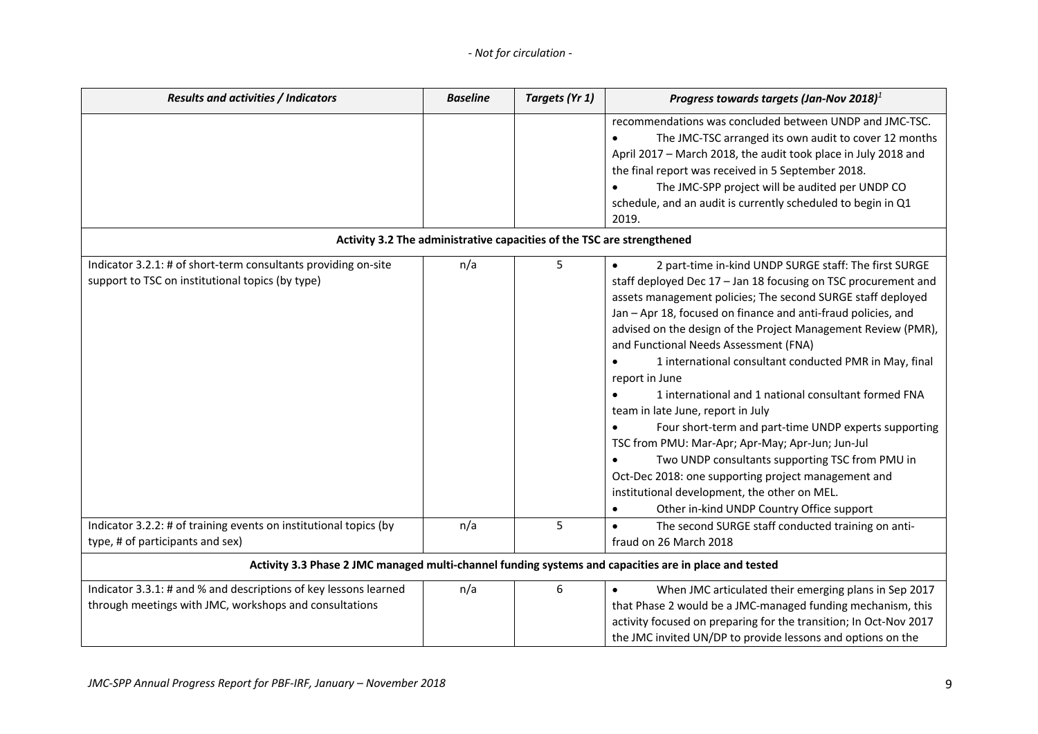- *Not for circulation* -

| *Results and activities / Indicators* | *Baseline* | *Targets (Yr 1)* | *Progress towards targets (Jan-Nov 2018)*[1] |
|---|---|---|---|
| | | | recommendations was concluded between UNDP and JMC-TSC.<br>• The JMC-TSC arranged its own audit to cover 12 months April 2017 – March 2018, the audit took place in July 2018 and the final report was received in 5 September 2018.<br>• The JMC-SPP project will be audited per UNDP CO schedule, and an audit is currently scheduled to begin in Q1 2019. |
| **Activity 3.2 The administrative capacities of the TSC are strengthened** | | | |
| Indicator 3.2.1: # of short-term consultants providing on-site support to TSC on institutional topics (by type) | n/a | 5 | • 2 part-time in-kind UNDP SURGE staff: The first SURGE staff deployed Dec 17 – Jan 18 focusing on TSC procurement and assets management policies; The second SURGE staff deployed Jan – Apr 18, focused on finance and anti-fraud policies, and advised on the design of the Project Management Review (PMR), and Functional Needs Assessment (FNA)<br>• 1 international consultant conducted PMR in May, final report in June<br>• 1 international and 1 national consultant formed FNA team in late June, report in July<br>• Four short-term and part-time UNDP experts supporting TSC from PMU: Mar-Apr; Apr-May; Apr-Jun; Jun-Jul<br>• Two UNDP consultants supporting TSC from PMU in Oct-Dec 2018: one supporting project management and institutional development, the other on MEL.<br>• Other in-kind UNDP Country Office support |
| Indicator 3.2.2: # of training events on institutional topics (by type, # of participants and sex) | n/a | 5 | • The second SURGE staff conducted training on anti-fraud on 26 March 2018 |
| **Activity 3.3 Phase 2 JMC managed multi-channel funding systems and capacities are in place and tested** | | | |
| Indicator 3.3.1: # and % and descriptions of key lessons learned through meetings with JMC, workshops and consultations | n/a | 6 | • When JMC articulated their emerging plans in Sep 2017 that Phase 2 would be a JMC-managed funding mechanism, this activity focused on preparing for the transition; In Oct-Nov 2017 the JMC invited UN/DP to provide lessons and options on the |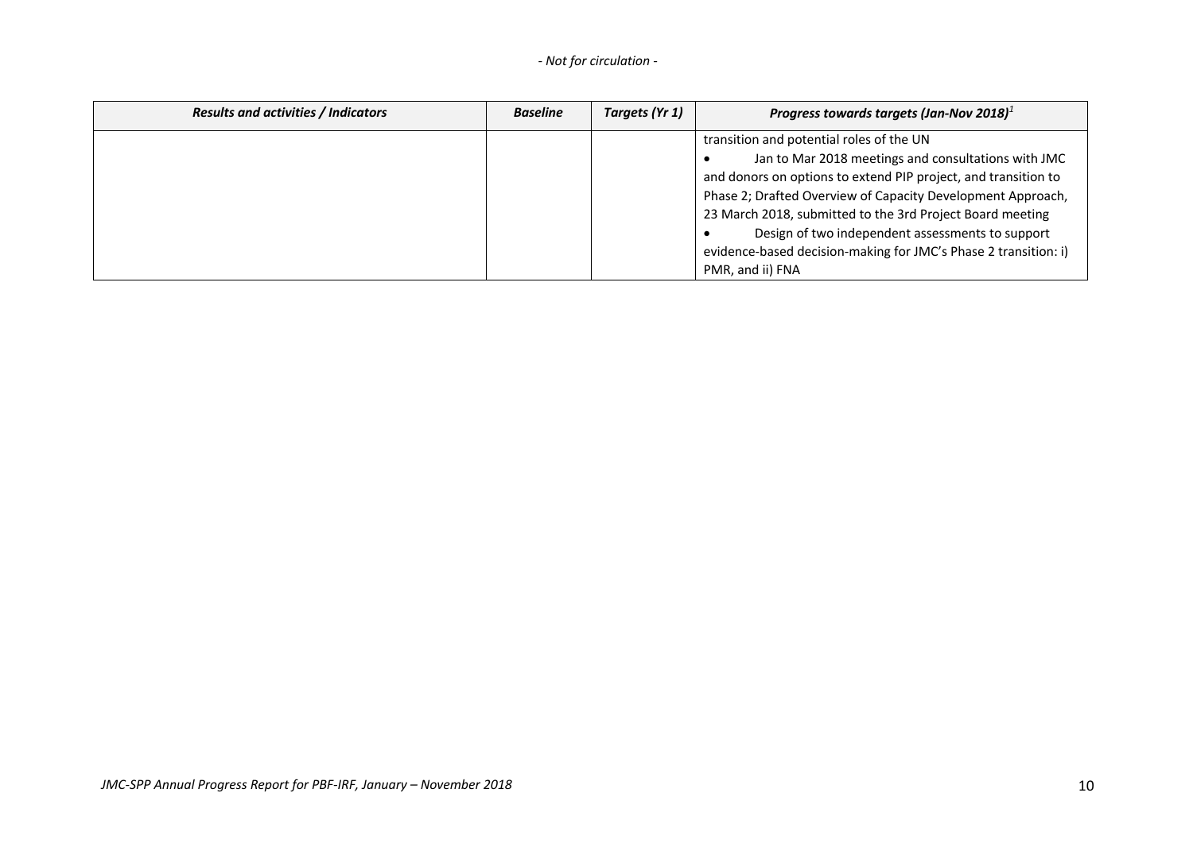| Results and activities / Indicators | Baseline | Targets (Yr 1) | Progress towards targets (Jan-Nov 2018)[1] |
|---|---|---|---|
| | | | transition and potential roles of the UN<br>• Jan to Mar 2018 meetings and consultations with JMC and donors on options to extend PIP project, and transition to Phase 2; Drafted Overview of Capacity Development Approach, 23 March 2018, submitted to the 3rd Project Board meeting<br>• Design of two independent assessments to support evidence-based decision-making for JMC's Phase 2 transition: i) PMR, and ii) FNA |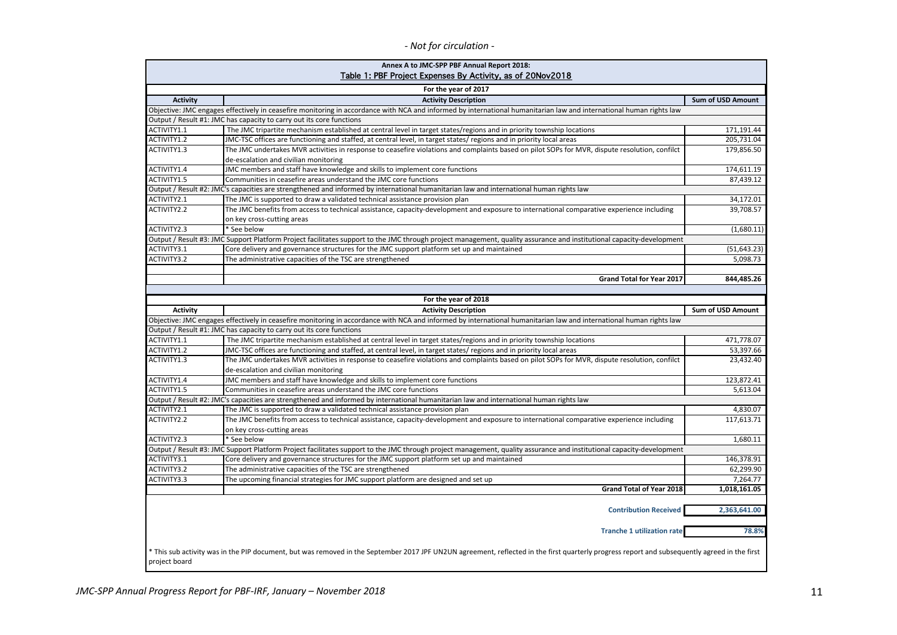*- Not for circulation -*

**Annex A to JMC-SPP PBF Annual Report 2018:**

**Table 1: PBF Project Expenses By Activity, as of 20Nov2018**

| For the year of 2017 | | |
|---|---|---|
| **Activity** | **Activity Description** | **Sum of USD Amount** |
| Objective: JMC engages effectively in ceasefire monitoring in accordance with NCA and informed by international humanitarian law and international human rights law | | |
| Output / Result #1: JMC has capacity to carry out its core functions | | |
| ACTIVITY1.1 | The JMC tripartite mechanism established at central level in target states/regions and in priority township locations | 171,191.44 |
| ACTIVITY1.2 | JMC-TSC offices are functioning and staffed, at central level, in target states/ regions and in priority local areas | 205,731.04 |
| ACTIVITY1.3 | The JMC undertakes MVR activities in response to ceasefire violations and complaints based on pilot SOPs for MVR, dispute resolution, confilct de-escalation and civilian monitoring | 179,856.50 |
| ACTIVITY1.4 | JMC members and staff have knowledge and skills to implement core functions | 174,611.19 |
| ACTIVITY1.5 | Communities in ceasefire areas understand the JMC core functions | 87,439.12 |
| Output / Result #2: JMC's capacities are strengthened and informed by international humanitarian law and international human rights law | | |
| ACTIVITY2.1 | The JMC is supported to draw a validated technical assistance provision plan | 34,172.01 |
| ACTIVITY2.2 | The JMC benefits from access to technical assistance, capacity-development and exposure to international comparative experience including on key cross-cutting areas | 39,708.57 |
| ACTIVITY2.3 | * See below | (1,680.11) |
| Output / Result #3: JMC Support Platform Project facilitates support to the JMC through project management, quality assurance and institutional capacity-development | | |
| ACTIVITY3.1 | Core delivery and governance structures for the JMC support platform set up and maintained | (51,643.23) |
| ACTIVITY3.2 | The administrative capacities of the TSC are strengthened | 5,098.73 |
| | **Grand Total for Year 2017** | **844,485.26** |

| For the year of 2018 | | |
|---|---|---|
| **Activity** | **Activity Description** | **Sum of USD Amount** |
| Objective: JMC engages effectively in ceasefire monitoring in accordance with NCA and informed by international humanitarian law and international human rights law | | |
| Output / Result #1: JMC has capacity to carry out its core functions | | |
| ACTIVITY1.1 | The JMC tripartite mechanism established at central level in target states/regions and in priority township locations | 471,778.07 |
| ACTIVITY1.2 | JMC-TSC offices are functioning and staffed, at central level, in target states/ regions and in priority local areas | 53,397.66 |
| ACTIVITY1.3 | The JMC undertakes MVR activities in response to ceasefire violations and complaints based on pilot SOPs for MVR, dispute resolution, confilct de-escalation and civilian monitoring | 23,432.40 |
| ACTIVITY1.4 | JMC members and staff have knowledge and skills to implement core functions | 123,872.41 |
| ACTIVITY1.5 | Communities in ceasefire areas understand the JMC core functions | 5,613.04 |
| Output / Result #2: JMC's capacities are strengthened and informed by international humanitarian law and international human rights law | | |
| ACTIVITY2.1 | The JMC is supported to draw a validated technical assistance provision plan | 4,830.07 |
| ACTIVITY2.2 | The JMC benefits from access to technical assistance, capacity-development and exposure to international comparative experience including on key cross-cutting areas | 117,613.71 |
| ACTIVITY2.3 | * See below | 1,680.11 |
| Output / Result #3: JMC Support Platform Project facilitates support to the JMC through project management, quality assurance and institutional capacity-development | | |
| ACTIVITY3.1 | Core delivery and governance structures for the JMC support platform set up and maintained | 146,378.91 |
| ACTIVITY3.2 | The administrative capacities of the TSC are strengthened | 62,299.90 |
| ACTIVITY3.3 | The upcoming financial strategies for JMC support platform are designed and set up | 7,264.77 |
| | **Grand Total of Year 2018** | **1,018,161.05** |
| | **Contribution Received** | **2,363,641.00** |
| | **Tranche 1 utilization rate** | **78.8%** |

* This sub activity was in the PIP document, but was removed in the September 2017 JPF UN2UN agreement, reflected in the first quarterly progress report and subsequently agreed in the first project board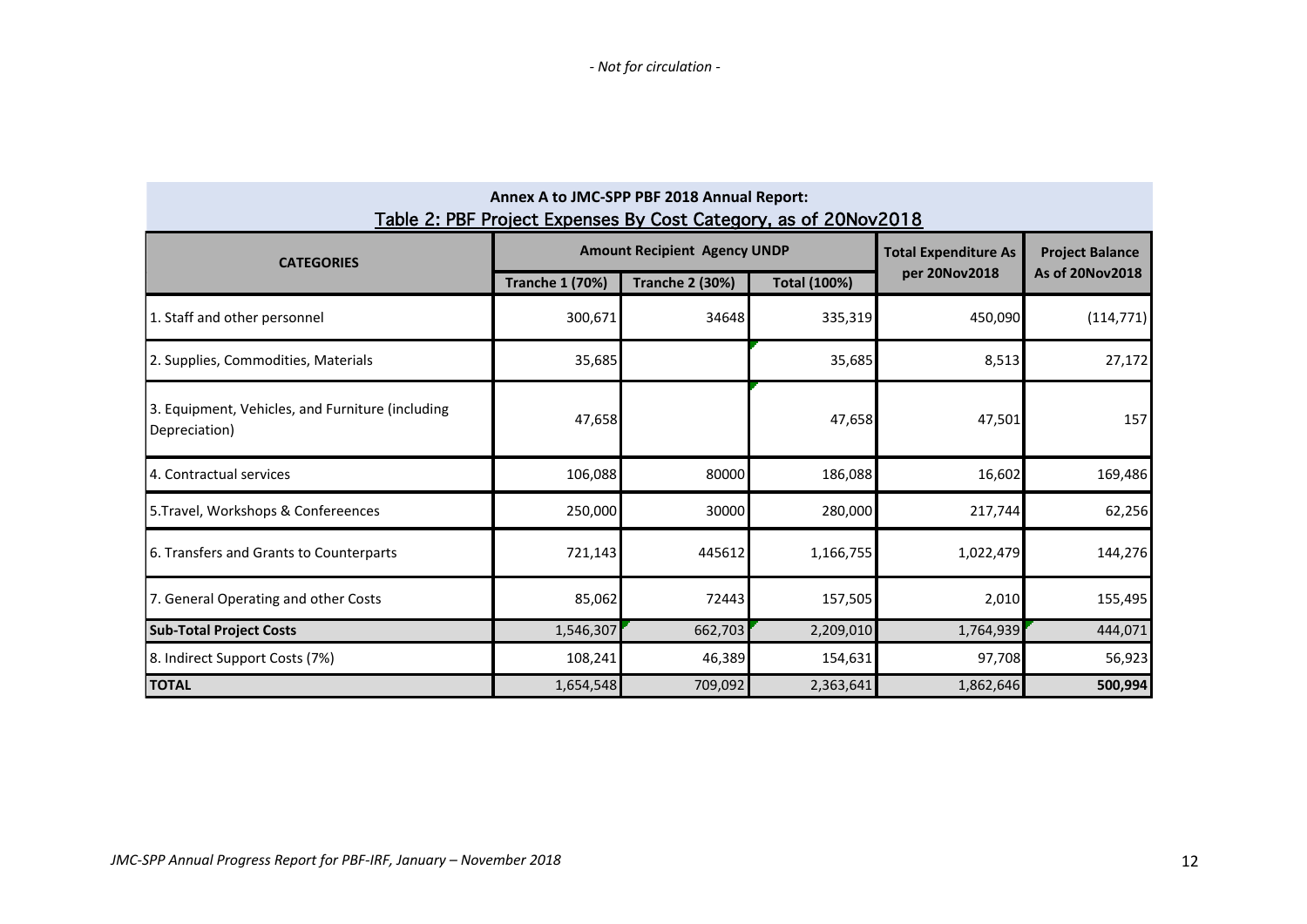- Not for circulation -

**Annex A to JMC-SPP PBF 2018 Annual Report:**

Table 2: PBF Project Expenses By Cost Category, as of 20Nov2018

| CATEGORIES | Amount Recipient Agency UNDP | | | Total Expenditure As per 20Nov2018 | Project Balance As of 20Nov2018 |
|---|---|---|---|---|---|
| | Tranche 1 (70%) | Tranche 2 (30%) | Total (100%) | | |
| 1. Staff and other personnel | 300,671 | 34648 | 335,319 | 450,090 | (114,771) |
| 2. Supplies, Commodities, Materials | 35,685 | | 35,685 | 8,513 | 27,172 |
| 3. Equipment, Vehicles, and Furniture (including Depreciation) | 47,658 | | 47,658 | 47,501 | 157 |
| 4. Contractual services | 106,088 | 80000 | 186,088 | 16,602 | 169,486 |
| 5.Travel, Workshops & Confereences | 250,000 | 30000 | 280,000 | 217,744 | 62,256 |
| 6. Transfers and Grants to Counterparts | 721,143 | 445612 | 1,166,755 | 1,022,479 | 144,276 |
| 7. General Operating and other Costs | 85,062 | 72443 | 157,505 | 2,010 | 155,495 |
| **Sub-Total Project Costs** | 1,546,307 | 662,703 | 2,209,010 | 1,764,939 | 444,071 |
| 8. Indirect Support Costs (7%) | 108,241 | 46,389 | 154,631 | 97,708 | 56,923 |
| **TOTAL** | 1,654,548 | 709,092 | 2,363,641 | 1,862,646 | **500,994** |